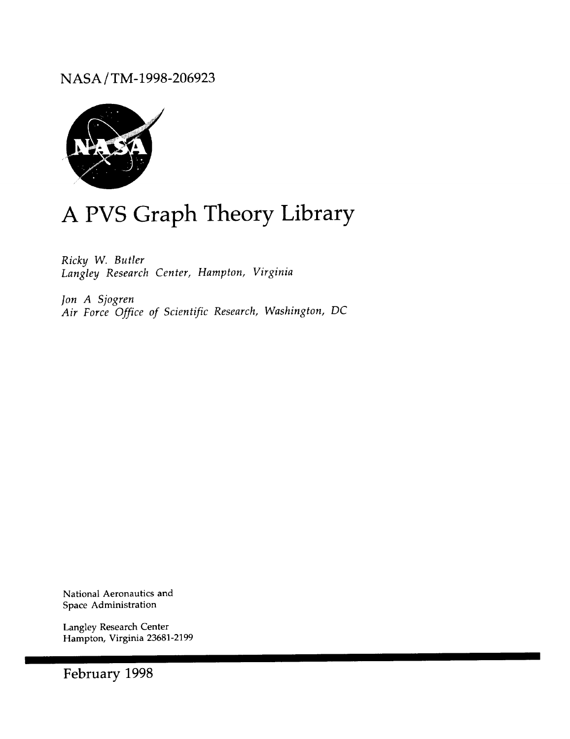NASA/TM-1998-206923

# A PVS Graph Theory Library

*Ricky W. Butler*
*Langley Research Center, Hampton, Virginia*

*Jon A Sjogren*
*Air Force Office of Scientific Research, Washington, DC*

National Aeronautics and
Space Administration

Langley Research Center
Hampton, Virginia 23681-2199

February 1998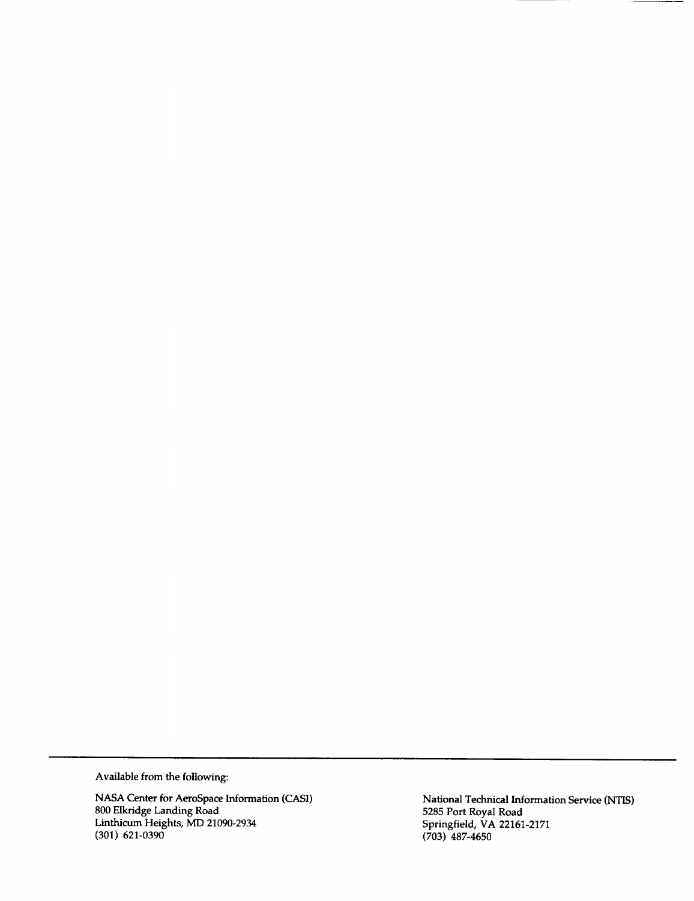Available from the following:

NASA Center for AeroSpace Information (CASI)
800 Elkridge Landing Road
Linthicum Heights, MD 21090-2934
(301) 621-0390

National Technical Information Service (NTIS)
5285 Port Royal Road
Springfield, VA 22161-2171
(703) 487-4650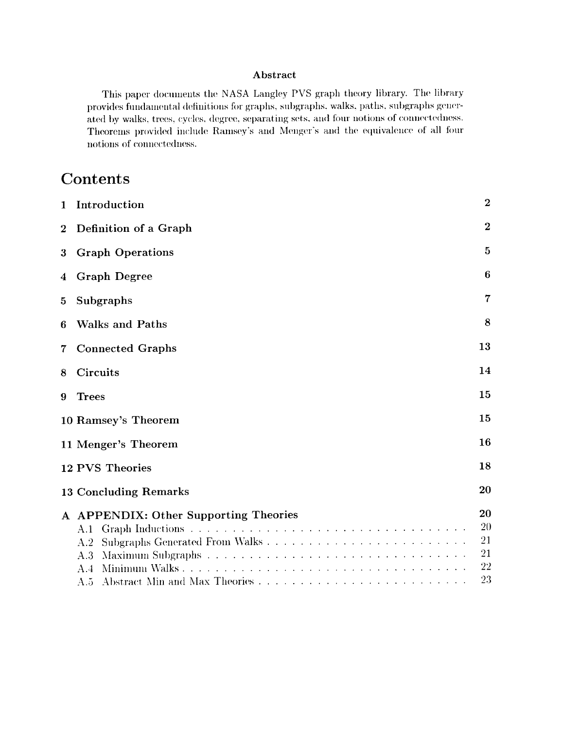## Abstract

This paper documents the NASA Langley PVS graph theory library. The library provides fundamental definitions for graphs, subgraphs, walks, paths, subgraphs generated by walks, trees, cycles, degree, separating sets, and four notions of connectedness. Theorems provided include Ramsey's and Menger's and the equivalence of all four notions of connectedness.

# Contents

| | |
|---|---|
| **1 Introduction** | **2** |
| **2 Definition of a Graph** | **2** |
| **3 Graph Operations** | **5** |
| **4 Graph Degree** | **6** |
| **5 Subgraphs** | **7** |
| **6 Walks and Paths** | **8** |
| **7 Connected Graphs** | **13** |
| **8 Circuits** | **14** |
| **9 Trees** | **15** |
| **10 Ramsey's Theorem** | **15** |
| **11 Menger's Theorem** | **16** |
| **12 PVS Theories** | **18** |
| **13 Concluding Remarks** | **20** |
| **A APPENDIX: Other Supporting Theories** | **20** |
| A.1 Graph Inductions | 20 |
| A.2 Subgraphs Generated From Walks | 21 |
| A.3 Maximum Subgraphs | 21 |
| A.4 Minimum Walks | 22 |
| A.5 Abstract Min and Max Theories | 23 |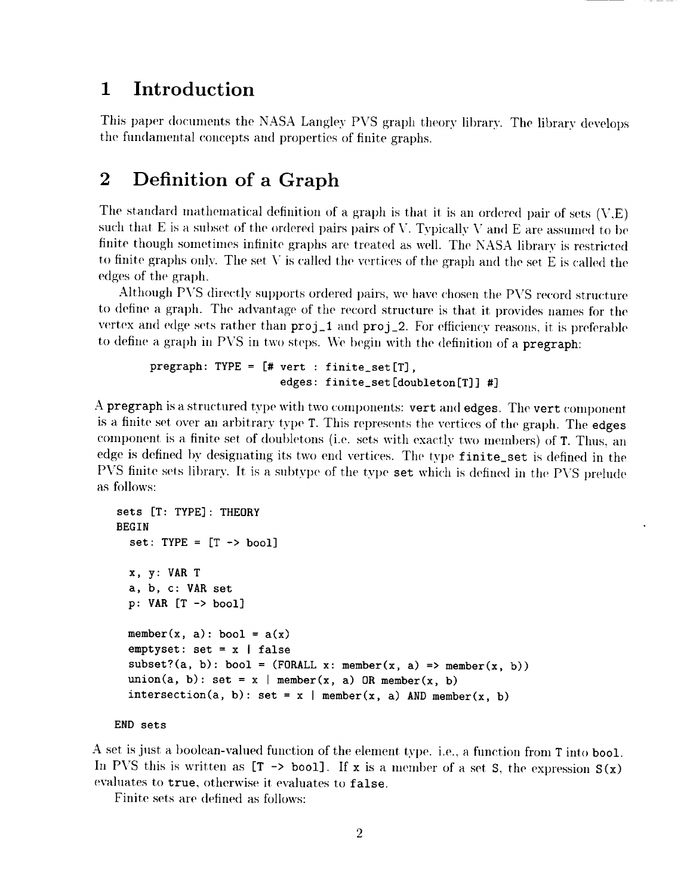# 1 Introduction

This paper documents the NASA Langley PVS graph theory library. The library develops the fundamental concepts and properties of finite graphs.

# 2 Definition of a Graph

The standard mathematical definition of a graph is that it is an ordered pair of sets (V,E) such that E is a subset of the ordered pairs pairs of V. Typically V and E are assumed to be finite though sometimes infinite graphs are treated as well. The NASA library is restricted to finite graphs only. The set V is called the vertices of the graph and the set E is called the edges of the graph.

Although PVS directly supports ordered pairs, we have chosen the PVS record structure to define a graph. The advantage of the record structure is that it provides names for the vertex and edge sets rather than `proj_1` and `proj_2`. For efficiency reasons, it is preferable to define a graph in PVS in two steps. We begin with the definition of a `pregraph`:

```
pregraph: TYPE = [# vert : finite_set[T],
                    edges: finite_set[doubleton[T]] #]
```

A `pregraph` is a structured type with two components: `vert` and `edges`. The `vert` component is a finite set over an arbitrary type `T`. This represents the vertices of the graph. The `edges` component is a finite set of doubletons (i.e. sets with exactly two members) of `T`. Thus, an edge is defined by designating its two end vertices. The type `finite_set` is defined in the PVS finite sets library. It is a subtype of the type `set` which is defined in the PVS prelude as follows:

```
sets [T: TYPE]: THEORY
BEGIN
  set: TYPE = [T -> bool]

  x, y: VAR T
  a, b, c: VAR set
  p: VAR [T -> bool]

  member(x, a): bool = a(x)
  emptyset: set = x | false
  subset?(a, b): bool = (FORALL x: member(x, a) => member(x, b))
  union(a, b): set = x | member(x, a) OR member(x, b)
  intersection(a, b): set = x | member(x, a) AND member(x, b)

END sets
```

A set is just a boolean-valued function of the element type. i.e., a function from `T` into `bool`. In PVS this is written as `[T -> bool]`. If `x` is a member of a set `S`, the expression `S(x)` evaluates to `true`, otherwise it evaluates to `false`.

Finite sets are defined as follows: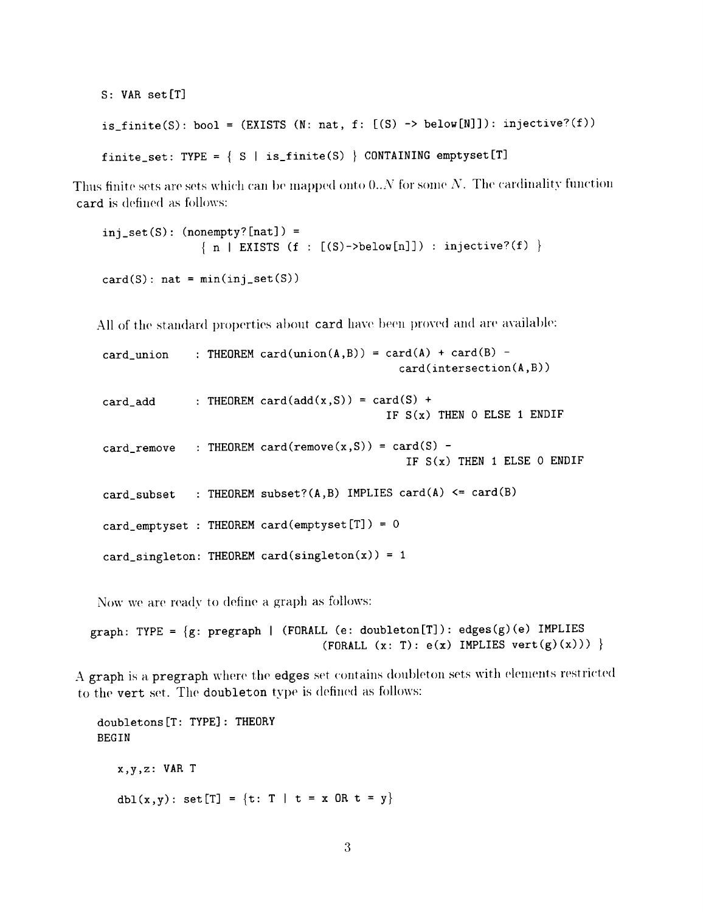```
S: VAR set[T]

is_finite(S): bool = (EXISTS (N: nat, f: [(S) -> below[N]]): injective?(f))

finite_set: TYPE = { S | is_finite(S) } CONTAINING emptyset[T]
```

Thus finite sets are sets which can be mapped onto 0..$N$ for some $N$. The cardinality function `card` is defined as follows:

```
inj_set(S): (nonempty?[nat]) =
              { n | EXISTS (f : [(S)->below[n]]) : injective?(f) }

card(S): nat = min(inj_set(S))
```

All of the standard properties about `card` have been proved and are available:

```
card_union     : THEOREM card(union(A,B)) = card(A) + card(B) -
                                            card(intersection(A,B))

card_add       : THEOREM card(add(x,S)) = card(S) +
                                          IF S(x) THEN 0 ELSE 1 ENDIF

card_remove    : THEOREM card(remove(x,S)) = card(S) -
                                             IF S(x) THEN 1 ELSE 0 ENDIF

card_subset    : THEOREM subset?(A,B) IMPLIES card(A) <= card(B)

card_emptyset  : THEOREM card(emptyset[T]) = 0

card_singleton: THEOREM card(singleton(x)) = 1
```

Now we are ready to define a graph as follows:

```
graph: TYPE = {g: pregraph | (FORALL (e: doubleton[T]): edges(g)(e) IMPLIES
                             (FORALL (x: T): e(x) IMPLIES vert(g)(x))) }
```

A `graph` is a `pregraph` where the `edges` set contains doubleton sets with elements restricted to the `vert` set. The `doubleton` type is defined as follows:

```
doubletons[T: TYPE]: THEORY
BEGIN

   x,y,z: VAR T

   dbl(x,y): set[T] = {t: T | t = x OR t = y}
```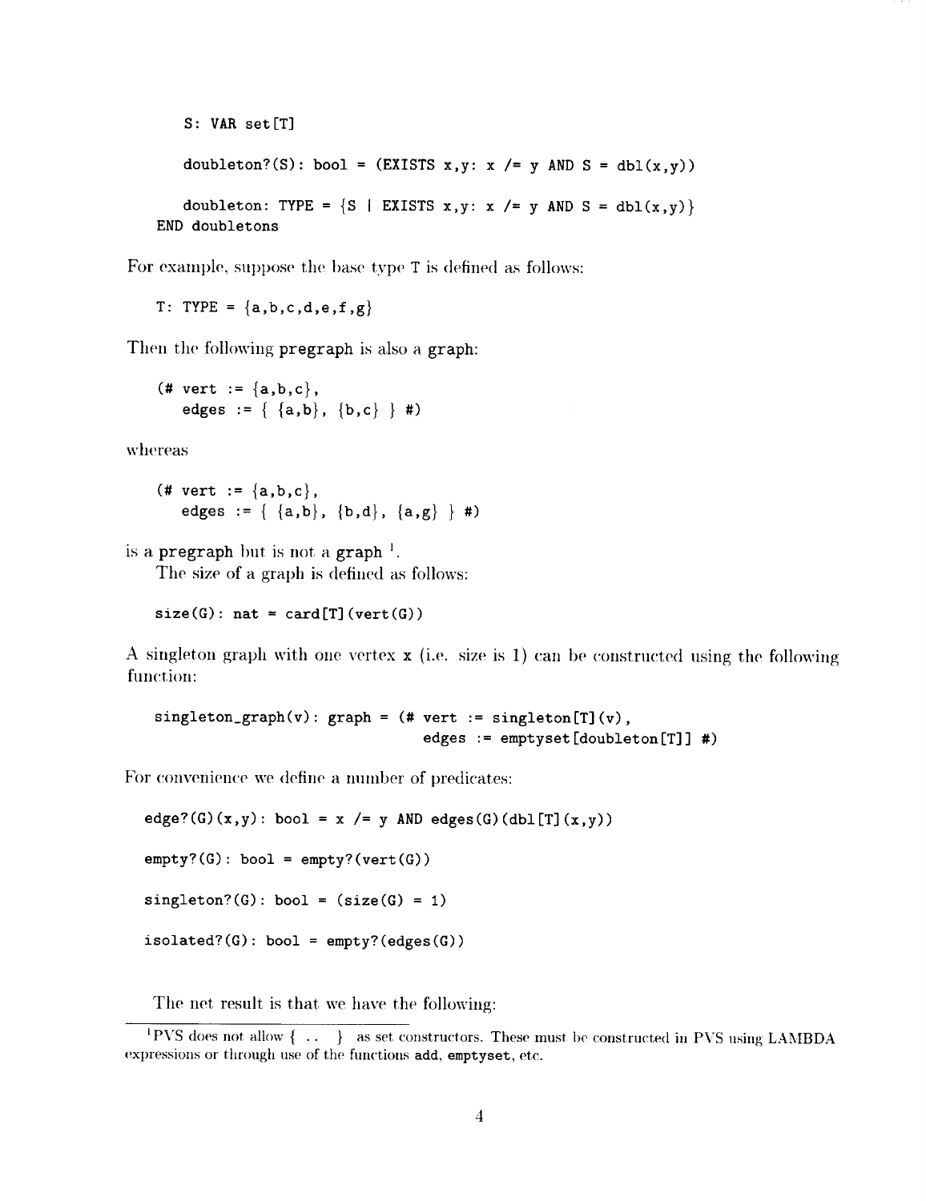```
   S: VAR set[T]

   doubleton?(S): bool = (EXISTS x,y: x /= y AND S = dbl(x,y))

   doubleton: TYPE = {S | EXISTS x,y: x /= y AND S = dbl(x,y)}
END doubletons
```

For example, suppose the base type T is defined as follows:

```
T: TYPE = {a,b,c,d,e,f,g}
```

Then the following pregraph is also a graph:

```
(# vert  := {a,b,c},
   edges := { {a,b}, {b,c} } #)
```

whereas

```
(# vert  := {a,b,c},
   edges := { {a,b}, {b,d}, {a,g} } #)
```

is a pregraph but is not a graph [1].

The size of a graph is defined as follows:

```
size(G): nat = card[T](vert(G))
```

A singleton graph with one vertex x (i.e. size is 1) can be constructed using the following function:

```
singleton_graph(v): graph = (# vert  := singleton[T](v),
                               edges := emptyset[doubleton[T]] #)
```

For convenience we define a number of predicates:

```
edge?(G)(x,y): bool = x /= y AND edges(G)(dbl[T](x,y))

empty?(G): bool = empty?(vert(G))

singleton?(G): bool = (size(G) = 1)

isolated?(G): bool = empty?(edges(G))
```

The net result is that we have the following:

[1] PVS does not allow { .. } as set constructors. These must be constructed in PVS using LAMBDA expressions or through use of the functions add, emptyset, etc.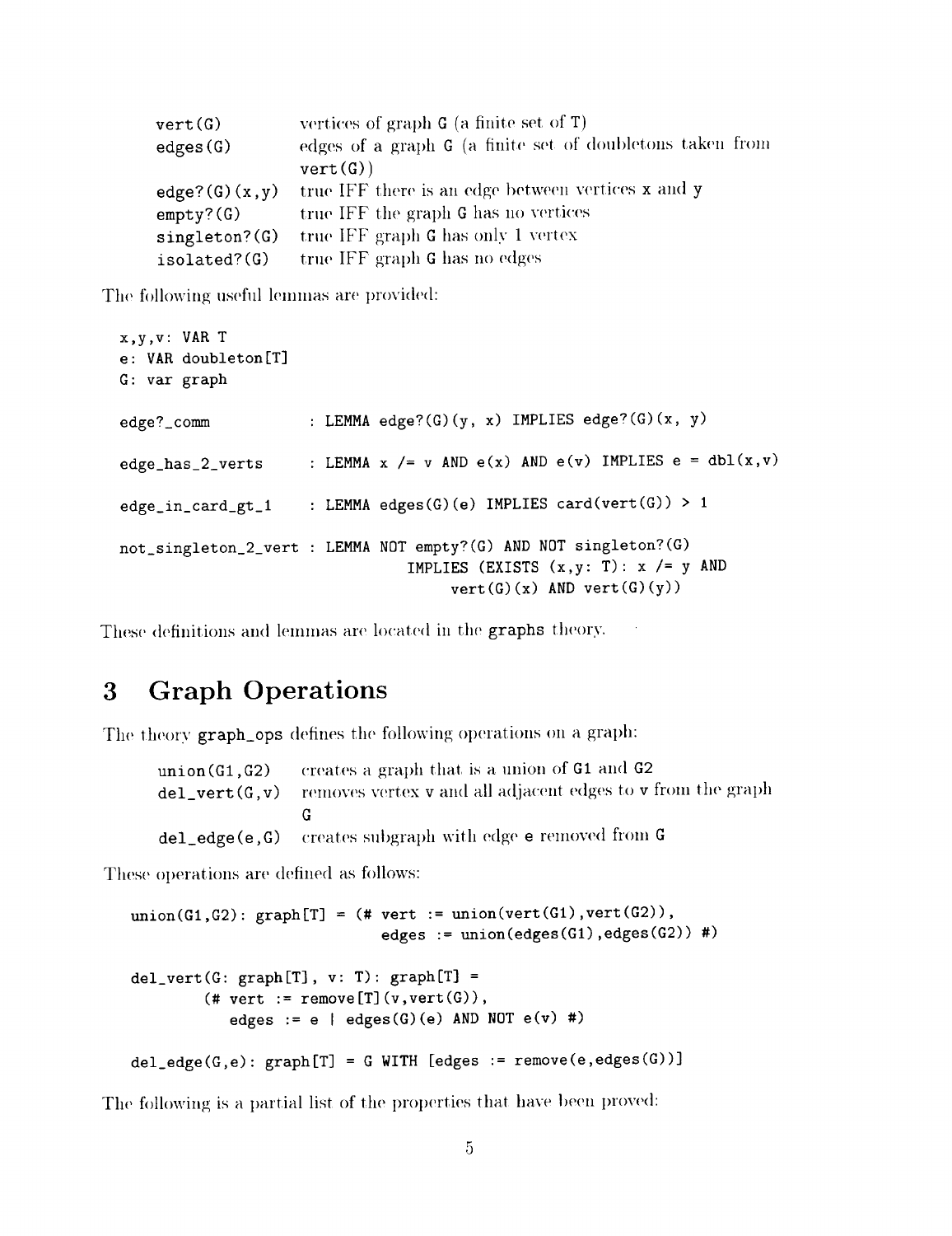| | |
|---|---|
| `vert(G)` | vertices of graph `G` (a finite set of `T`) |
| `edges(G)` | edges of a graph `G` (a finite set of doubletons taken from `vert(G)`) |
| `edge?(G)(x,y)` | true IFF there is an edge between vertices `x` and `y` |
| `empty?(G)` | true IFF the graph `G` has no vertices |
| `singleton?(G)` | true IFF graph `G` has only 1 vertex |
| `isolated?(G)` | true IFF graph `G` has no edges |

The following useful lemmas are provided:

```
x,y,v: VAR T
e: VAR doubleton[T]
G: var graph

edge?_comm           : LEMMA edge?(G)(y, x) IMPLIES edge?(G)(x, y)

edge_has_2_verts     : LEMMA x /= v AND e(x) AND e(v) IMPLIES e = dbl(x,v)

edge_in_card_gt_1    : LEMMA edges(G)(e) IMPLIES card(vert(G)) > 1

not_singleton_2_vert : LEMMA NOT empty?(G) AND NOT singleton?(G)
                              IMPLIES (EXISTS (x,y: T): x /= y AND
                                   vert(G)(x) AND vert(G)(y))
```

These definitions and lemmas are located in the **graphs** theory.

# 3 Graph Operations

The theory **graph_ops** defines the following operations on a graph:

| | |
|---|---|
| `union(G1,G2)` | creates a graph that is a union of `G1` and `G2` |
| `del_vert(G,v)` | removes vertex `v` and all adjacent edges to `v` from the graph `G` |
| `del_edge(e,G)` | creates subgraph with edge `e` removed from `G` |

These operations are defined as follows:

```
union(G1,G2): graph[T] = (# vert  := union(vert(G1),vert(G2)),
                            edges := union(edges(G1),edges(G2)) #)

del_vert(G: graph[T], v: T): graph[T] =
        (# vert  := remove[T](v,vert(G)),
           edges := e | edges(G)(e) AND NOT e(v) #)

del_edge(G,e): graph[T] = G WITH [edges := remove(e,edges(G))]
```

The following is a partial list of the properties that have been proved: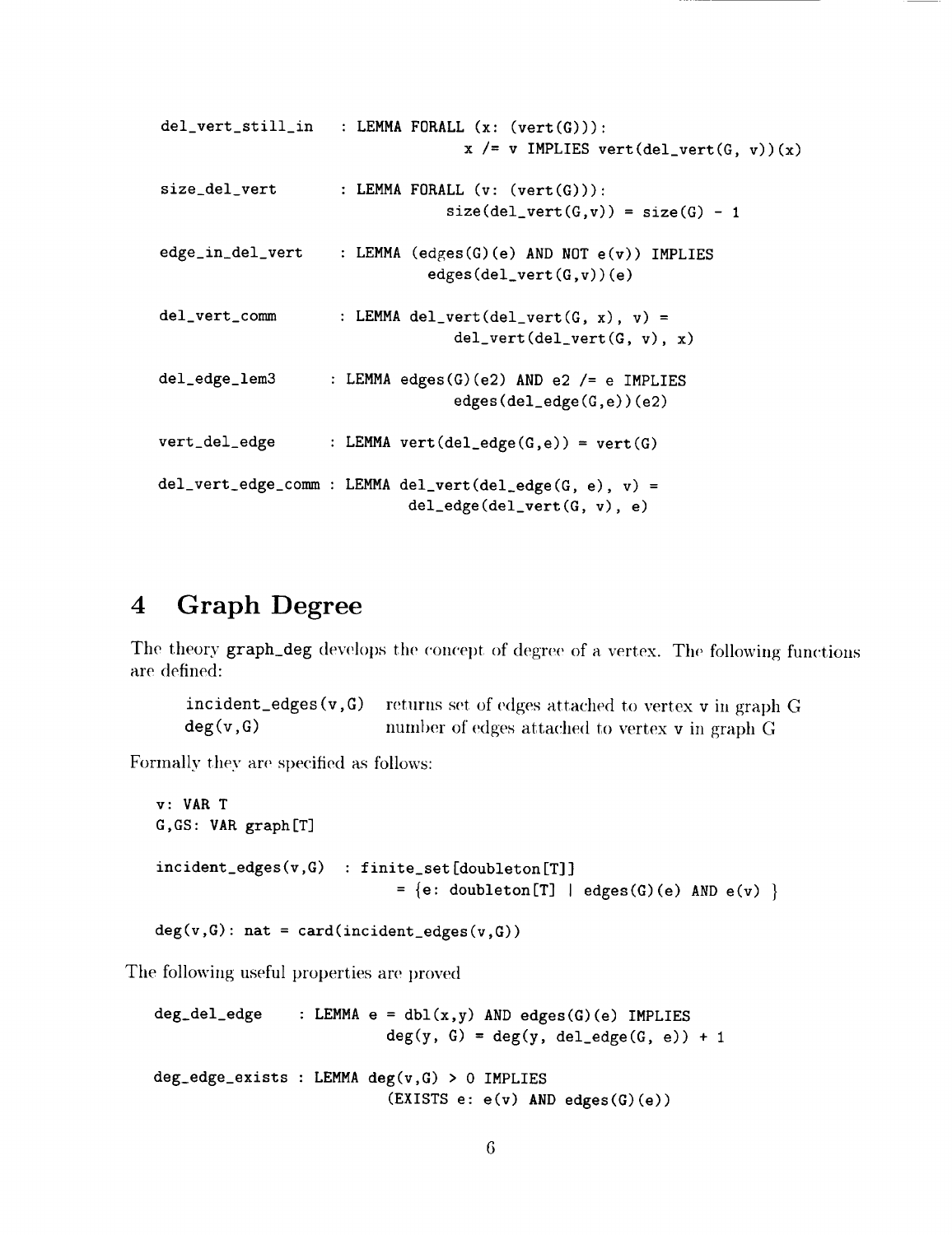```
del_vert_still_in   : LEMMA FORALL (x: (vert(G))):
                             x /= v IMPLIES vert(del_vert(G, v))(x)

size_del_vert       : LEMMA FORALL (v: (vert(G))):
                             size(del_vert(G,v)) = size(G) - 1

edge_in_del_vert    : LEMMA (edges(G)(e) AND NOT e(v)) IMPLIES
                             edges(del_vert(G,v))(e)

del_vert_comm       : LEMMA del_vert(del_vert(G, x), v) =
                             del_vert(del_vert(G, v), x)

del_edge_lem3       : LEMMA edges(G)(e2) AND e2 /= e IMPLIES
                             edges(del_edge(G,e))(e2)

vert_del_edge       : LEMMA vert(del_edge(G,e)) = vert(G)

del_vert_edge_comm : LEMMA del_vert(del_edge(G, e), v) =
                             del_edge(del_vert(G, v), e)
```

# 4 Graph Degree

The theory `graph_deg` develops the concept of degree of a vertex. The following functions are defined:

| | |
|---|---|
| `incident_edges(v,G)` | returns set of edges attached to vertex v in graph G |
| `deg(v,G)` | number of edges attached to vertex v in graph G |

Formally they are specified as follows:

```
v: VAR T
G,GS: VAR graph[T]

incident_edges(v,G)  : finite_set[doubleton[T]]
                        = {e: doubleton[T] | edges(G)(e) AND e(v) }

deg(v,G): nat = card(incident_edges(v,G))
```

The following useful properties are proved

```
deg_del_edge     : LEMMA e = dbl(x,y) AND edges(G)(e) IMPLIES
                          deg(y, G) = deg(y, del_edge(G, e)) + 1

deg_edge_exists : LEMMA deg(v,G) > 0 IMPLIES
                          (EXISTS e: e(v) AND edges(G)(e))
```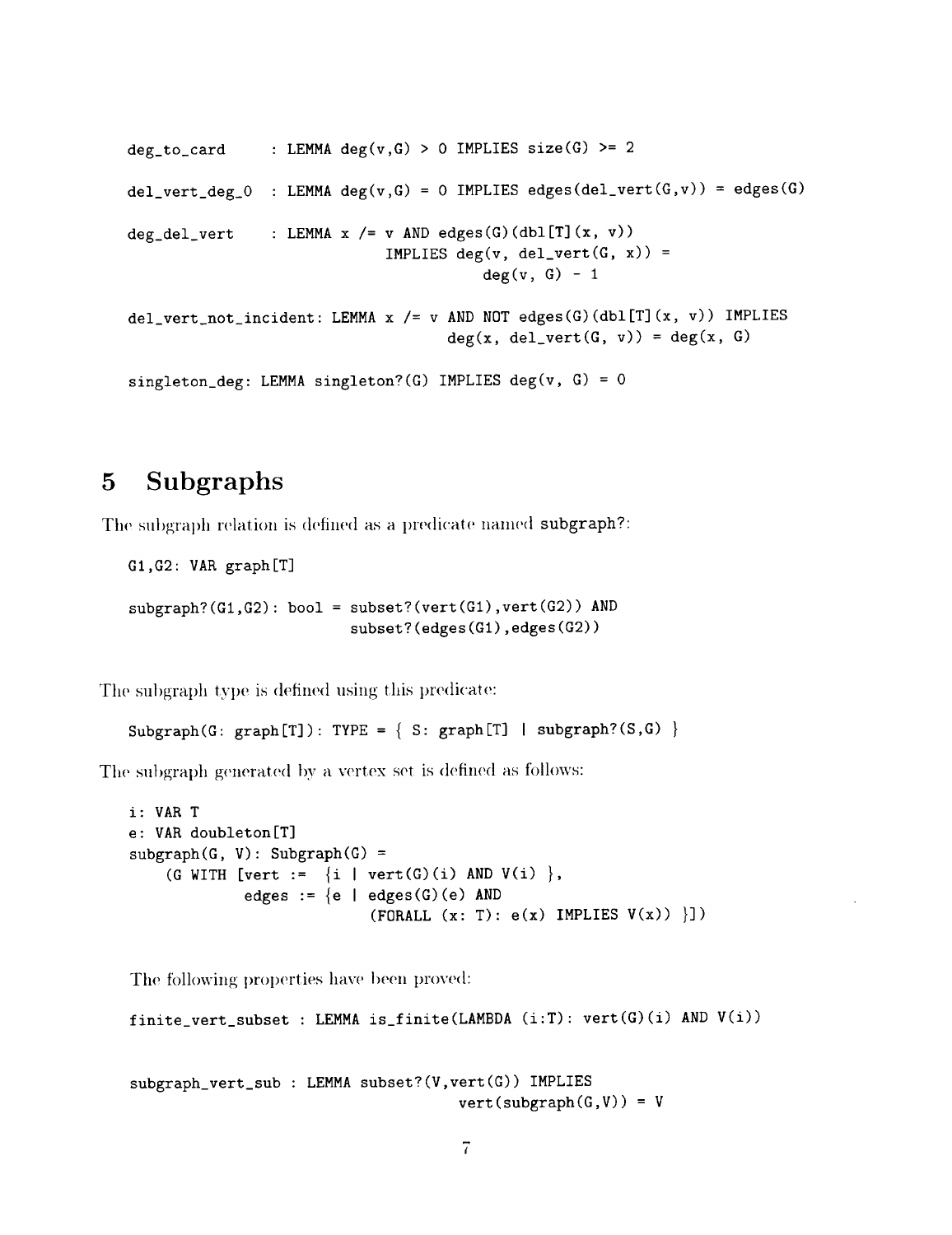```
deg_to_card      : LEMMA deg(v,G) > 0 IMPLIES size(G) >= 2

del_vert_deg_0   : LEMMA deg(v,G) = 0 IMPLIES edges(del_vert(G,v)) = edges(G)

deg_del_vert     : LEMMA x /= v AND edges(G)(dbl[T](x, v))
                            IMPLIES deg(v, del_vert(G, x)) =
                                        deg(v, G) - 1

del_vert_not_incident: LEMMA x /= v AND NOT edges(G)(dbl[T](x, v)) IMPLIES
                                       deg(x, del_vert(G, v)) = deg(x, G)

singleton_deg: LEMMA singleton?(G) IMPLIES deg(v, G) = 0
```

# 5 Subgraphs

The subgraph relation is defined as a predicate named subgraph?:

```
G1,G2: VAR graph[T]

subgraph?(G1,G2): bool = subset?(vert(G1),vert(G2)) AND
                         subset?(edges(G1),edges(G2))
```

The subgraph type is defined using this predicate:

```
Subgraph(G: graph[T]): TYPE = { S: graph[T] | subgraph?(S,G) }
```

The subgraph generated by a vertex set is defined as follows:

```
i: VAR T
e: VAR doubleton[T]
subgraph(G, V): Subgraph(G) =
    (G WITH [vert := {i | vert(G)(i) AND V(i) },
             edges := {e | edges(G)(e) AND
                         (FORALL (x: T): e(x) IMPLIES V(x)) }])
```

The following properties have been proved:

```
finite_vert_subset : LEMMA is_finite(LAMBDA (i:T): vert(G)(i) AND V(i))


subgraph_vert_sub : LEMMA subset?(V,vert(G)) IMPLIES
                                    vert(subgraph(G,V)) = V
```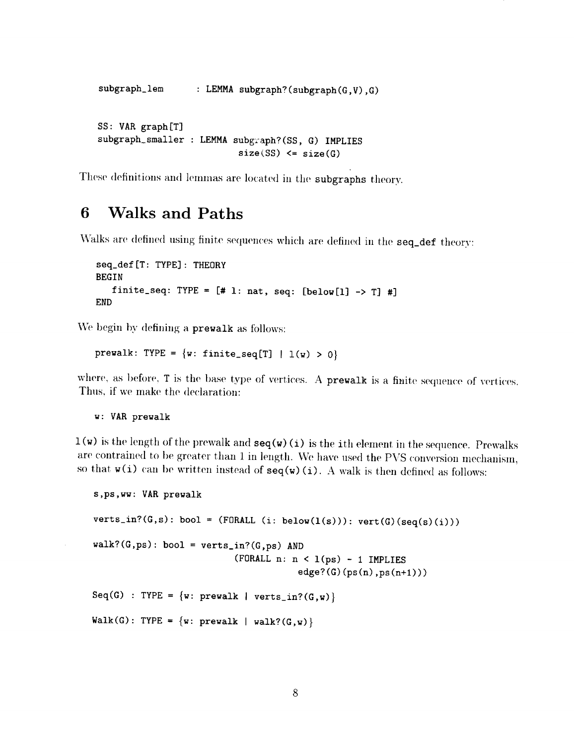```
subgraph_lem      : LEMMA subgraph?(subgraph(G,V),G)


SS: VAR graph[T]
subgraph_smaller : LEMMA subgraph?(SS, G) IMPLIES
                           size(SS) <= size(G)
```

These definitions and lemmas are located in the `subgraphs` theory.

## 6 Walks and Paths

Walks are defined using finite sequences which are defined in the `seq_def` theory:

```
seq_def[T: TYPE]: THEORY
BEGIN
   finite_seq: TYPE = [# l: nat, seq: [below[l] -> T] #]
END
```

We begin by defining a `prewalk` as follows:

```
prewalk: TYPE = {w: finite_seq[T] | l(w) > 0}
```

where, as before, `T` is the base type of vertices. A `prewalk` is a finite sequence of vertices. Thus, if we make the declaration:

```
w: VAR prewalk
```

`l(w)` is the length of the prewalk and `seq(w)(i)` is the ith element in the sequence. Prewalks are contrained to be greater than 1 in length. We have used the PVS conversion mechanism, so that `w(i)` can be written instead of `seq(w)(i)`. A walk is then defined as follows:

```
s,ps,ww: VAR prewalk

verts_in?(G,s): bool = (FORALL (i: below(l(s))): vert(G)(seq(s)(i)))

walk?(G,ps): bool = verts_in?(G,ps) AND
                       (FORALL n: n < l(ps) - 1 IMPLIES
                                   edge?(G)(ps(n),ps(n+1)))

Seq(G) : TYPE = {w: prewalk | verts_in?(G,w)}

Walk(G): TYPE = {w: prewalk | walk?(G,w)}
```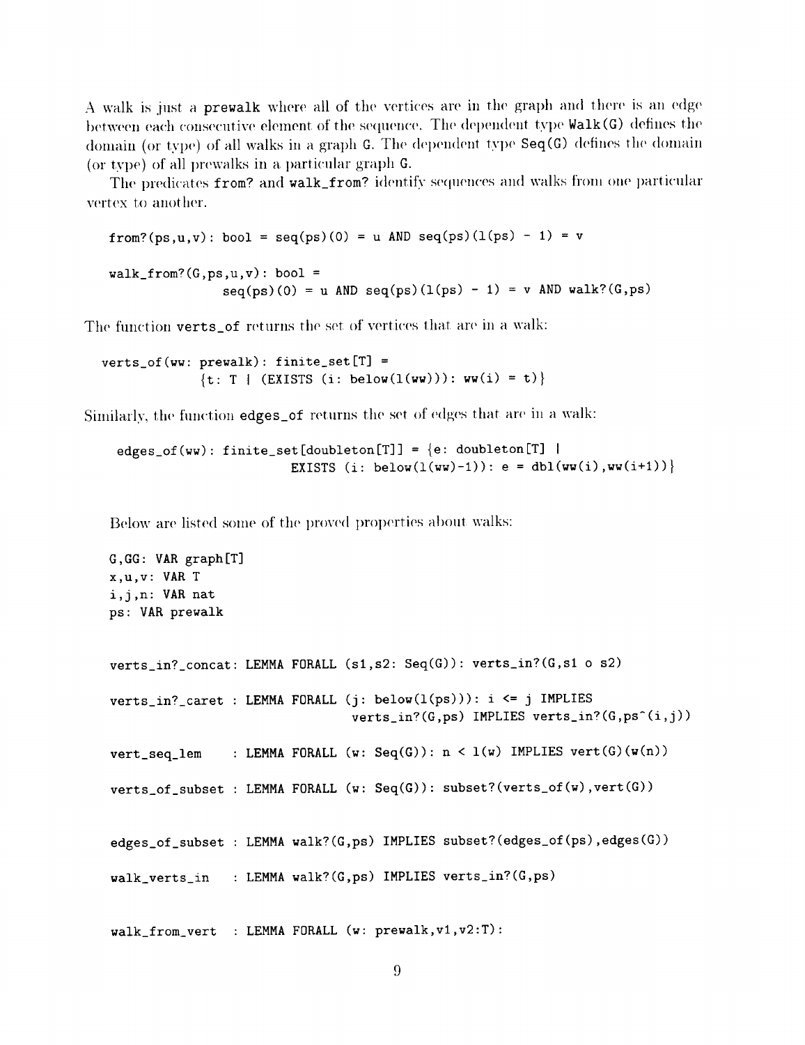A walk is just a `prewalk` where all of the vertices are in the graph and there is an edge between each consecutive element of the sequence. The dependent type `Walk(G)` defines the domain (or type) of all walks in a graph `G`. The dependent type `Seq(G)` defines the domain (or type) of all prewalks in a particular graph `G`.

The predicates `from?` and `walk_from?` identify sequences and walks from one particular vertex to another.

```
from?(ps,u,v): bool = seq(ps)(0) = u AND seq(ps)(l(ps) - 1) = v

walk_from?(G,ps,u,v): bool =
              seq(ps)(0) = u AND seq(ps)(l(ps) - 1) = v AND walk?(G,ps)
```

The function `verts_of` returns the set of vertices that are in a walk:

```
verts_of(ww: prewalk): finite_set[T] =
           {t: T | (EXISTS (i: below(l(ww))): ww(i) = t)}
```

Similarly, the function `edges_of` returns the set of edges that are in a walk:

```
edges_of(ww): finite_set[doubleton[T]] = {e: doubleton[T] |
                     EXISTS (i: below(l(ww)-1)): e = dbl(ww(i),ww(i+1))}
```

Below are listed some of the proved properties about walks:

```
G,GG: VAR graph[T]
x,u,v: VAR T
i,j,n: VAR nat
ps: VAR prewalk


verts_in?_concat: LEMMA FORALL (s1,s2: Seq(G)): verts_in?(G,s1 o s2)

verts_in?_caret : LEMMA FORALL (j: below(l(ps))): i <= j IMPLIES
                             verts_in?(G,ps) IMPLIES verts_in?(G,ps^(i,j))

vert_seq_lem    : LEMMA FORALL (w: Seq(G)): n < l(w) IMPLIES vert(G)(w(n))

verts_of_subset : LEMMA FORALL (w: Seq(G)): subset?(verts_of(w),vert(G))


edges_of_subset : LEMMA walk?(G,ps) IMPLIES subset?(edges_of(ps),edges(G))

walk_verts_in   : LEMMA walk?(G,ps) IMPLIES verts_in?(G,ps)


walk_from_vert  : LEMMA FORALL (w: prewalk,v1,v2:T):
```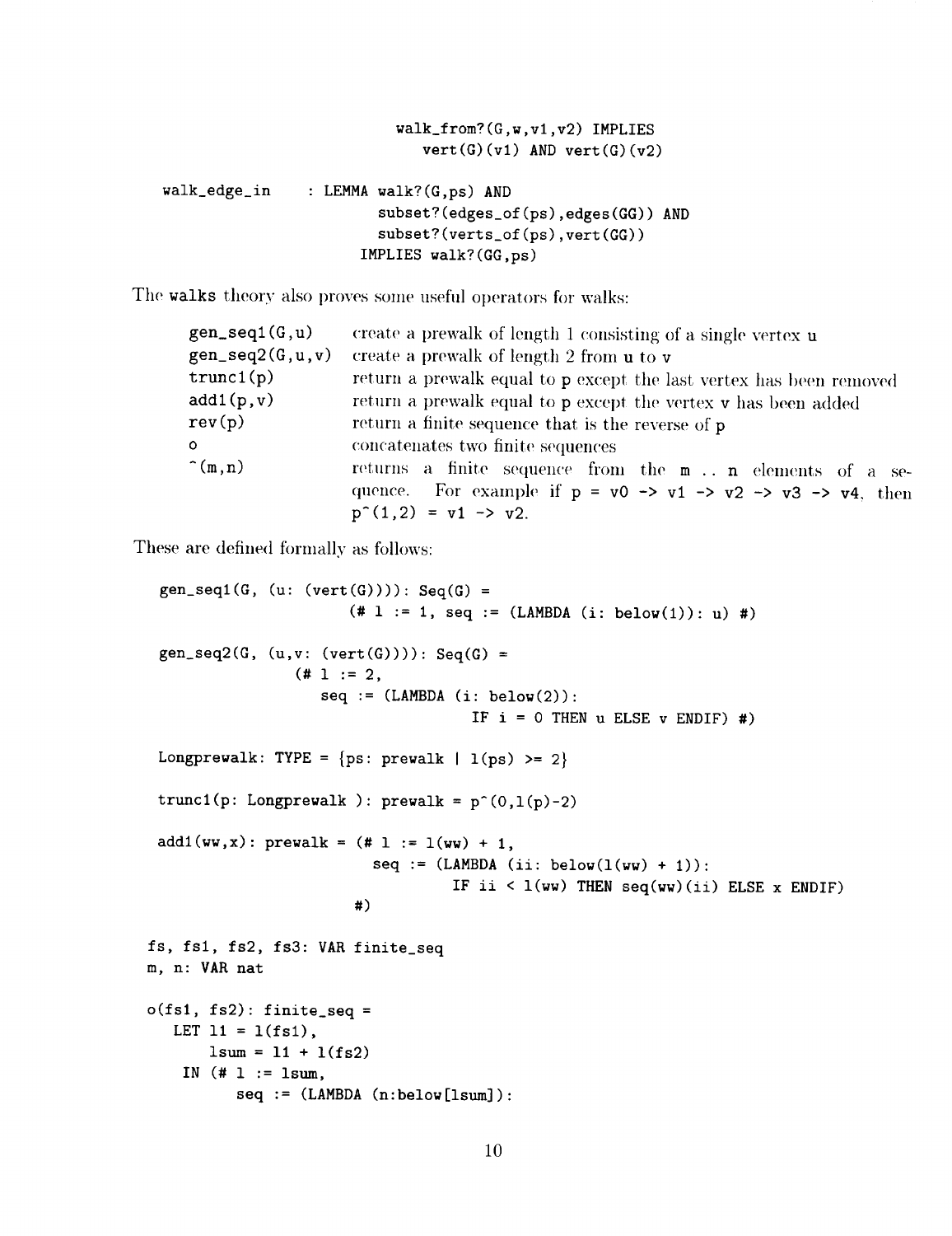```
                        walk_from?(G,w,v1,v2) IMPLIES
                           vert(G)(v1) AND vert(G)(v2)

walk_edge_in     : LEMMA walk?(G,ps) AND
                         subset?(edges_of(ps),edges(GG)) AND
                         subset?(verts_of(ps),vert(GG))
                       IMPLIES walk?(GG,ps)
```

The `walks` theory also proves some useful operators for walks:

| | |
|---|---|
| `gen_seq1(G,u)` | create a prewalk of length 1 consisting of a single vertex `u` |
| `gen_seq2(G,u,v)` | create a prewalk of length 2 from `u` to `v` |
| `trunc1(p)` | return a prewalk equal to `p` except the last vertex has been removed |
| `add1(p,v)` | return a prewalk equal to `p` except the vertex `v` has been added |
| `rev(p)` | return a finite sequence that is the reverse of `p` |
| `o` | concatenates two finite sequences |
| `^(m,n)` | returns a finite sequence from the `m .. n` elements of a sequence. For example if `p = v0 -> v1 -> v2 -> v3 -> v4`, then `p^(1,2) = v1 -> v2`. |

These are defined formally as follows:

```
gen_seq1(G, (u: (vert(G)))): Seq(G) =
                    (# l := 1, seq := (LAMBDA (i: below(1)): u) #)

gen_seq2(G, (u,v: (vert(G)))): Seq(G) =
              (# l := 2,
                 seq := (LAMBDA (i: below(2)):
                                 IF i = 0 THEN u ELSE v ENDIF) #)

Longprewalk: TYPE = {ps: prewalk | l(ps) >= 2}

trunc1(p: Longprewalk ): prewalk = p^(0,l(p)-2)

add1(ww,x): prewalk = (# l := l(ww) + 1,
                         seq := (LAMBDA (ii: below(l(ww) + 1)):
                                  IF ii < l(ww) THEN seq(ww)(ii) ELSE x ENDIF)
                       #)

fs, fs1, fs2, fs3: VAR finite_seq
m, n: VAR nat

o(fs1, fs2): finite_seq =
   LET l1 = l(fs1),
       lsum = l1 + l(fs2)
    IN (# l := lsum,
          seq := (LAMBDA (n:below[lsum]):
```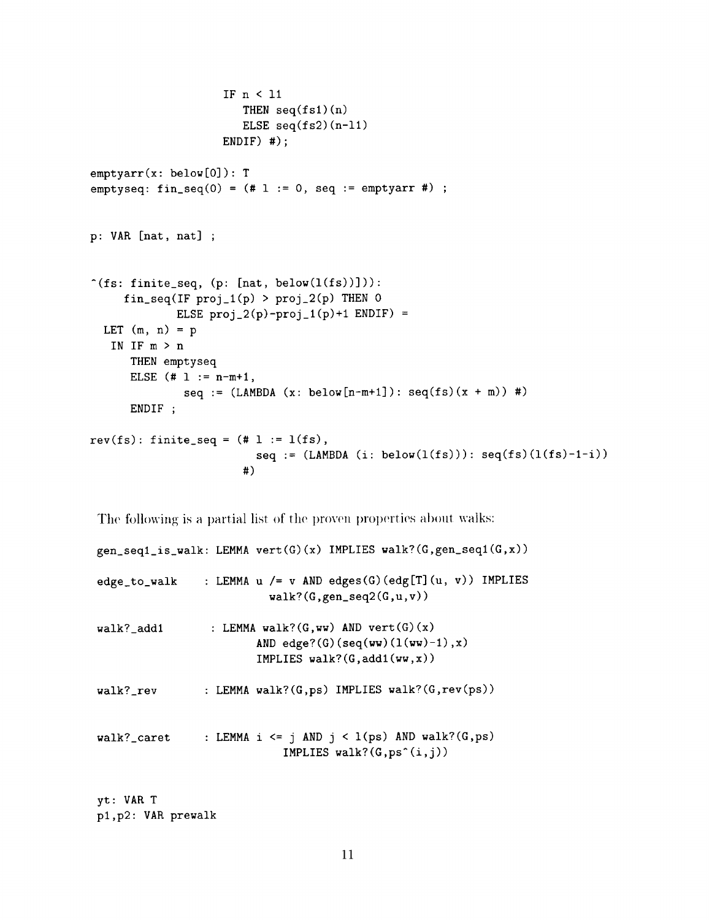```
                    IF n < l1
                       THEN seq(fs1)(n)
                       ELSE seq(fs2)(n-l1)
                    ENDIF) #);

emptyarr(x: below[0]): T
emptyseq: fin_seq(0) = (# l := 0, seq := emptyarr #) ;


p: VAR [nat, nat] ;


^(fs: finite_seq, (p: [nat, below(l(fs))])):
     fin_seq(IF proj_1(p) > proj_2(p) THEN 0
            ELSE proj_2(p)-proj_1(p)+1 ENDIF) =
  LET (m, n) = p
   IN IF m > n
      THEN emptyseq
      ELSE (# l := n-m+1,
              seq := (LAMBDA (x: below[n-m+1]): seq(fs)(x + m)) #)
      ENDIF ;

rev(fs): finite_seq = (# l := l(fs),
                         seq := (LAMBDA (i: below(l(fs))): seq(fs)(l(fs)-1-i))
                       #)
```

The following is a partial list of the proven properties about walks:

```
gen_seq1_is_walk: LEMMA vert(G)(x) IMPLIES walk?(G,gen_seq1(G,x))

edge_to_walk    : LEMMA u /= v AND edges(G)(edg[T](u, v)) IMPLIES
                        walk?(G,gen_seq2(G,u,v))

walk?_add1       : LEMMA walk?(G,ww) AND vert(G)(x)
                       AND edge?(G)(seq(ww)(l(ww)-1),x)
                       IMPLIES walk?(G,add1(ww,x))

walk?_rev       : LEMMA walk?(G,ps) IMPLIES walk?(G,rev(ps))


walk?_caret     : LEMMA i <= j AND j < l(ps) AND walk?(G,ps)
                           IMPLIES walk?(G,ps^(i,j))


yt: VAR T
p1,p2: VAR prewalk
```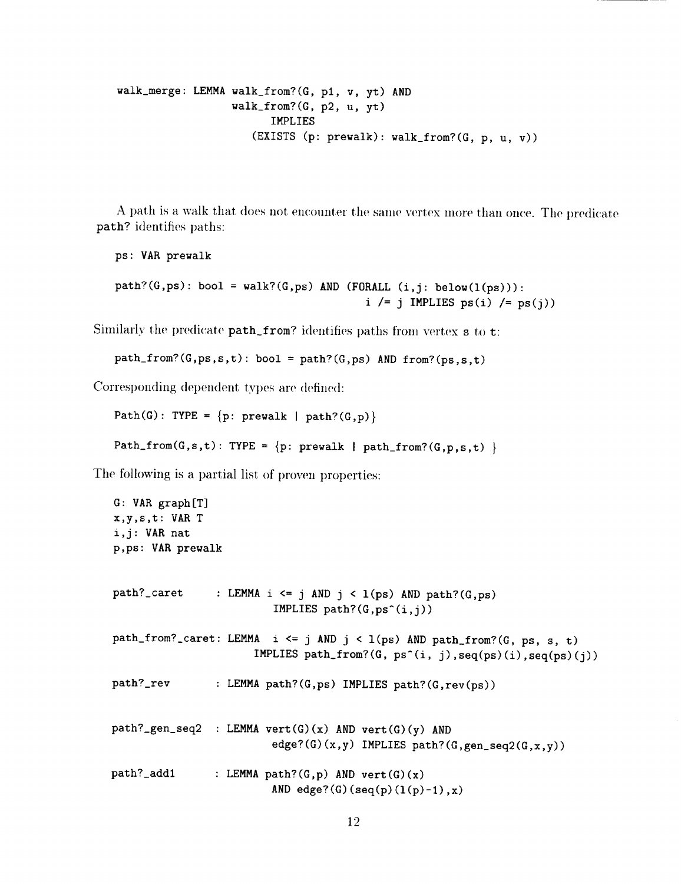```
walk_merge: LEMMA walk_from?(G, p1, v, yt) AND
                  walk_from?(G, p2, u, yt)
                        IMPLIES
                     (EXISTS (p: prewalk): walk_from?(G, p, u, v))
```

A path is a walk that does not encounter the same vertex more than once. The predicate **path?** identifies paths:

```
ps: VAR prewalk

path?(G,ps): bool = walk?(G,ps) AND (FORALL (i,j: below(l(ps))):
                                            i /= j IMPLIES ps(i) /= ps(j))
```

Similarly the predicate **path_from?** identifies paths from vertex **s** to **t**:

```
path_from?(G,ps,s,t): bool = path?(G,ps) AND from?(ps,s,t)
```

Corresponding dependent types are defined:

```
Path(G): TYPE = {p: prewalk | path?(G,p)}

Path_from(G,s,t): TYPE = {p: prewalk | path_from?(G,p,s,t) }
```

The following is a partial list of proven properties:

```
G: VAR graph[T]
x,y,s,t: VAR T
i,j: VAR nat
p,ps: VAR prewalk


path?_caret     : LEMMA i <= j AND j < l(ps) AND path?(G,ps)
                        IMPLIES path?(G,ps^(i,j))

path_from?_caret: LEMMA  i <= j AND j < l(ps) AND path_from?(G, ps, s, t)
                       IMPLIES path_from?(G, ps^(i, j),seq(ps)(i),seq(ps)(j))

path?_rev       : LEMMA path?(G,ps) IMPLIES path?(G,rev(ps))


path?_gen_seq2  : LEMMA vert(G)(x) AND vert(G)(y) AND
                        edge?(G)(x,y) IMPLIES path?(G,gen_seq2(G,x,y))

path?_add1      : LEMMA path?(G,p) AND vert(G)(x)
                        AND edge?(G)(seq(p)(l(p)-1),x)
```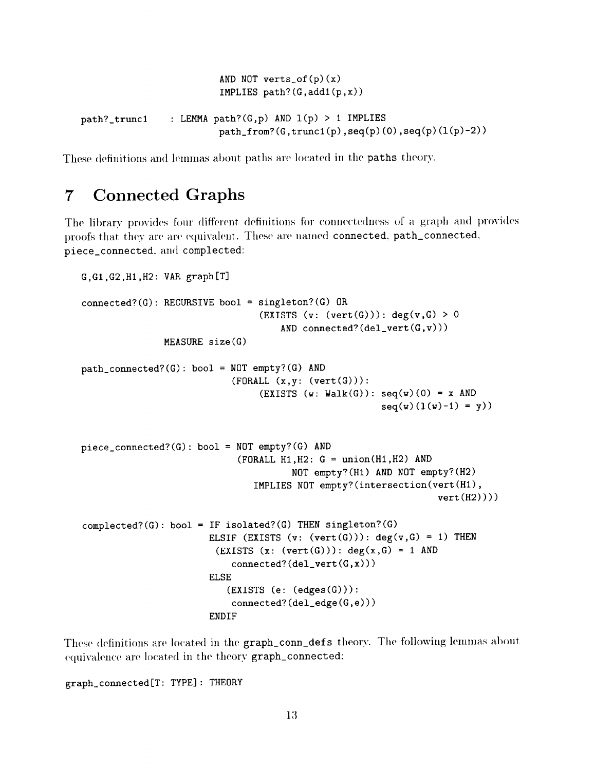```
                          AND NOT verts_of(p)(x)
                          IMPLIES path?(G,add1(p,x))

path?_trunc1      : LEMMA path?(G,p) AND l(p) > 1 IMPLIES
                          path_from?(G,trunc1(p),seq(p)(0),seq(p)(l(p)-2))
```

These definitions and lemmas about paths are located in the paths theory.

# 7 Connected Graphs

The library provides four different definitions for connectedness of a graph and provides proofs that they are are equivalent. These are named connected, path_connected, piece_connected, and complected:

```
G,G1,G2,H1,H2: VAR graph[T]

connected?(G): RECURSIVE bool = singleton?(G) OR
                              (EXISTS (v: (vert(G))): deg(v,G) > 0
                                  AND connected?(del_vert(G,v)))
              MEASURE size(G)

path_connected?(G): bool = NOT empty?(G) AND
                          (FORALL (x,y: (vert(G))):
                               (EXISTS (w: Walk(G)): seq(w)(0) = x AND
                                                    seq(w)(l(w)-1) = y))


piece_connected?(G): bool = NOT empty?(G) AND
                           (FORALL H1,H2: G = union(H1,H2) AND
                                   NOT empty?(H1) AND NOT empty?(H2)
                               IMPLIES NOT empty?(intersection(vert(H1),
                                                               vert(H2))))

complected?(G): bool = IF isolated?(G) THEN singleton?(G)
                      ELSIF (EXISTS (v: (vert(G))): deg(v,G) = 1) THEN
                       (EXISTS (x: (vert(G))): deg(x,G) = 1 AND
                          connected?(del_vert(G,x)))
                      ELSE
                         (EXISTS (e: (edges(G))):
                          connected?(del_edge(G,e)))
                      ENDIF
```

These definitions are located in the graph_conn_defs theory. The following lemmas about equivalence are located in the theory graph_connected:

```
graph_connected[T: TYPE]: THEORY
```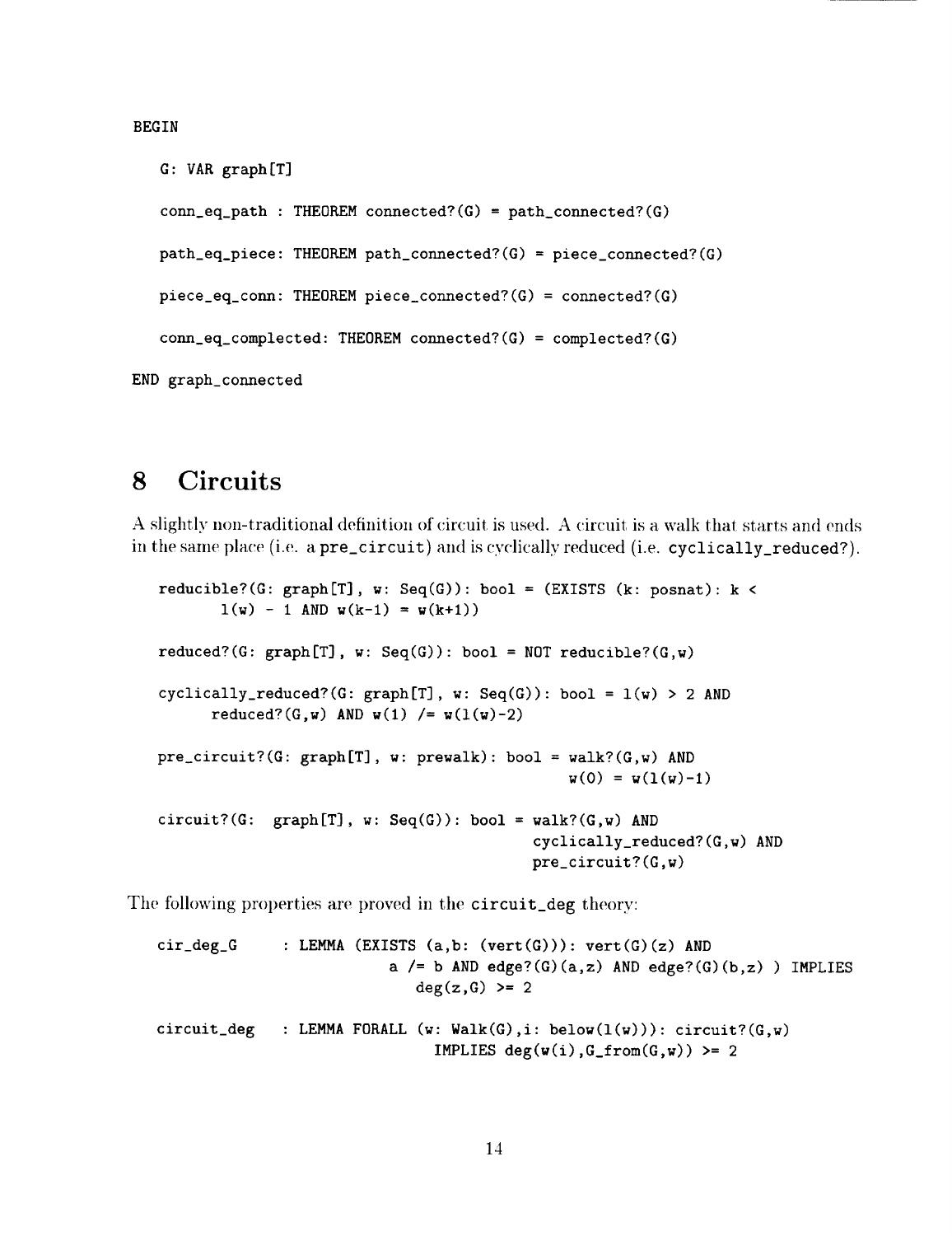```
BEGIN

   G: VAR graph[T]

   conn_eq_path : THEOREM connected?(G) = path_connected?(G)

   path_eq_piece: THEOREM path_connected?(G) = piece_connected?(G)

   piece_eq_conn: THEOREM piece_connected?(G) = connected?(G)

   conn_eq_complected: THEOREM connected?(G) = complected?(G)

END graph_connected
```

# 8 Circuits

A slightly non-traditional definition of circuit is used. A circuit is a walk that starts and ends in the same place (i.e. a `pre_circuit`) and is cyclically reduced (i.e. `cyclically_reduced?`).

```
reducible?(G: graph[T], w: Seq(G)): bool = (EXISTS (k: posnat): k <
       l(w) - 1 AND w(k-1) = w(k+1))

reduced?(G: graph[T], w: Seq(G)): bool = NOT reducible?(G,w)

cyclically_reduced?(G: graph[T], w: Seq(G)): bool = l(w) > 2 AND
      reduced?(G,w) AND w(1) /= w(l(w)-2)

pre_circuit?(G: graph[T], w: prewalk): bool = walk?(G,w) AND
                                               w(0) = w(l(w)-1)

circuit?(G:  graph[T], w: Seq(G)): bool = walk?(G,w) AND
                                          cyclically_reduced?(G,w) AND
                                          pre_circuit?(G,w)
```

The following properties are proved in the `circuit_deg` theory:

```
cir_deg_G      : LEMMA (EXISTS (a,b: (vert(G))): vert(G)(z) AND
                       a /= b AND edge?(G)(a,z) AND edge?(G)(b,z) ) IMPLIES
                          deg(z,G) >= 2

circuit_deg    : LEMMA FORALL (w: Walk(G),i: below(l(w))): circuit?(G,w)
                            IMPLIES deg(w(i),G_from(G,w)) >= 2
```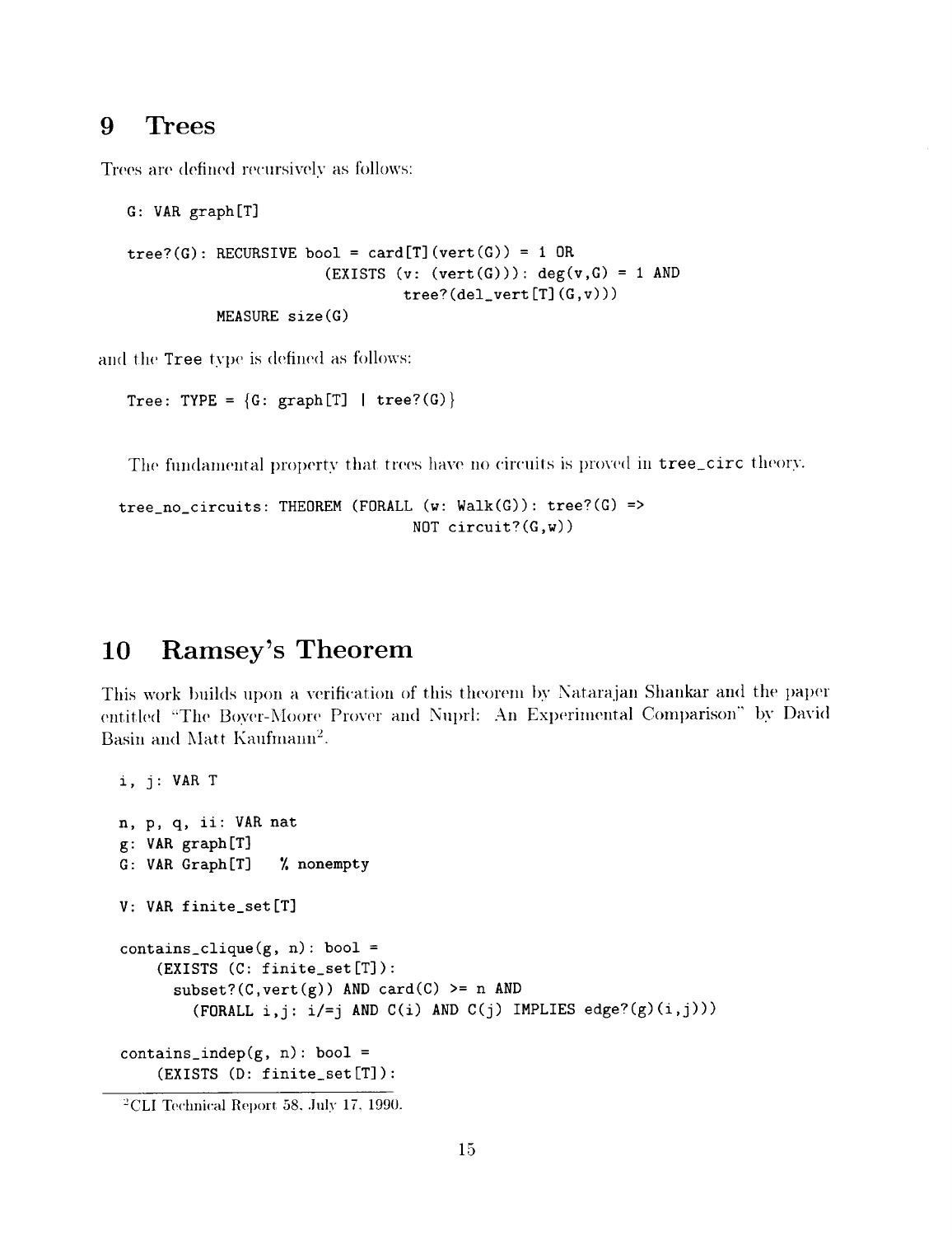# 9 Trees

Trees are defined recursively as follows:

```
G: VAR graph[T]

tree?(G): RECURSIVE bool = card[T](vert(G)) = 1 OR
                    (EXISTS (v: (vert(G))): deg(v,G) = 1 AND
                             tree?(del_vert[T](G,v)))
          MEASURE size(G)
```

and the Tree type is defined as follows:

```
Tree: TYPE = {G: graph[T] | tree?(G)}
```

The fundamental property that trees have no circuits is proved in tree_circ theory.

```
tree_no_circuits: THEOREM (FORALL (w: Walk(G)): tree?(G) =>
                                   NOT circuit?(G,w))
```

# 10 Ramsey's Theorem

This work builds upon a verification of this theorem by Natarajan Shankar and the paper entitled "The Boyer-Moore Prover and Nuprl: An Experimental Comparison" by David Basin and Matt Kaufmann[2].

```
i, j: VAR T

n, p, q, ii: VAR nat
g: VAR graph[T]
G: VAR Graph[T]   % nonempty

V: VAR finite_set[T]

contains_clique(g, n): bool =
    (EXISTS (C: finite_set[T]):
      subset?(C,vert(g)) AND card(C) >= n AND
        (FORALL i,j: i/=j AND C(i) AND C(j) IMPLIES edge?(g)(i,j)))

contains_indep(g, n): bool =
    (EXISTS (D: finite_set[T]):
```

[2] CLI Technical Report 58, July 17, 1990.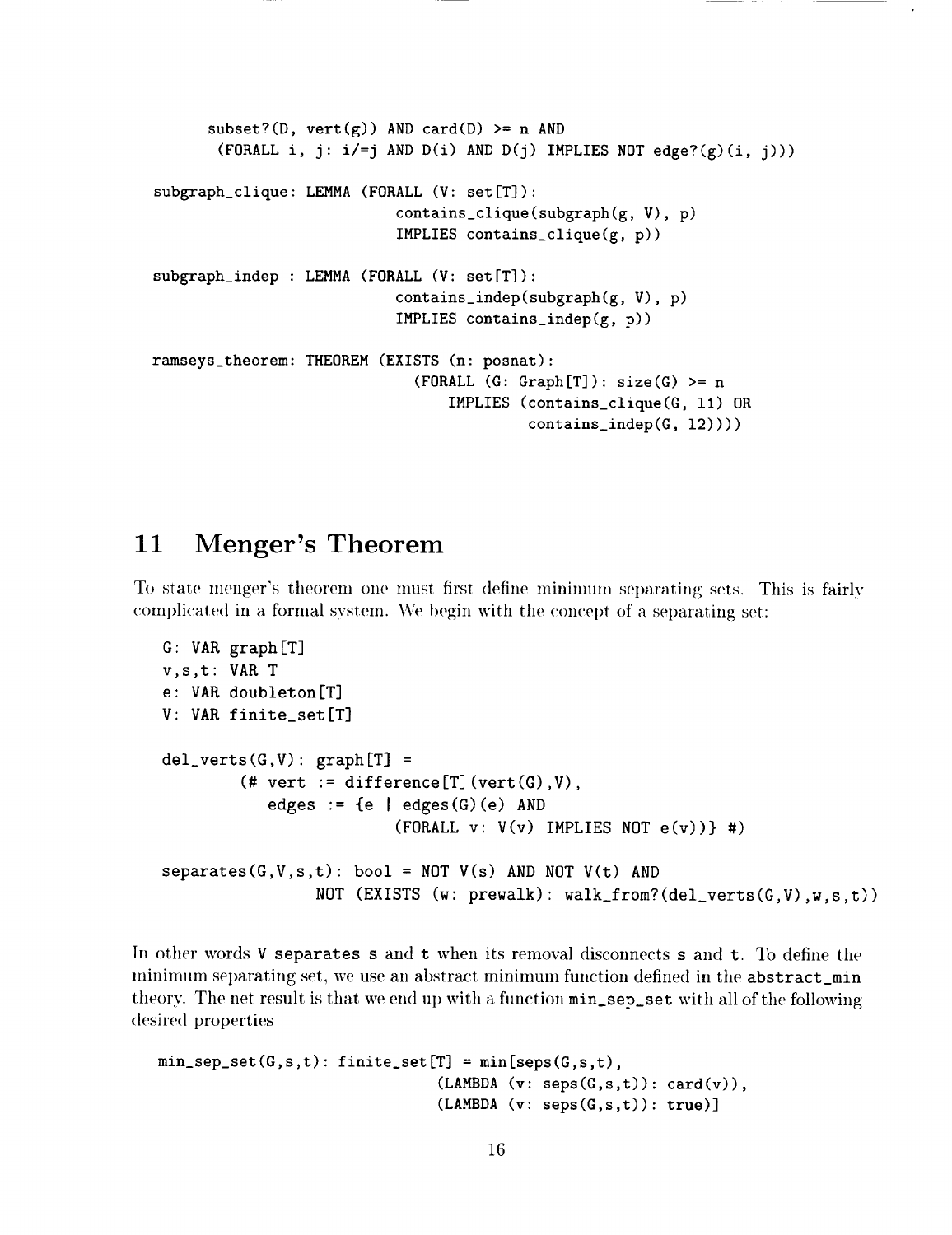```
      subset?(D, vert(g)) AND card(D) >= n AND
       (FORALL i, j: i/=j AND D(i) AND D(j) IMPLIES NOT edge?(g)(i, j)))

subgraph_clique: LEMMA (FORALL (V: set[T]):
                         contains_clique(subgraph(g, V), p)
                         IMPLIES contains_clique(g, p))

subgraph_indep : LEMMA (FORALL (V: set[T]):
                         contains_indep(subgraph(g, V), p)
                         IMPLIES contains_indep(g, p))

ramseys_theorem: THEOREM (EXISTS (n: posnat):
                           (FORALL (G: Graph[T]): size(G) >= n
                               IMPLIES (contains_clique(G, l1) OR
                                        contains_indep(G, l2))))
```

# 11 Menger's Theorem

To state menger's theorem one must first define minimum separating sets. This is fairly complicated in a formal system. We begin with the concept of a separating set:

```
G: VAR graph[T]
v,s,t: VAR T
e: VAR doubleton[T]
V: VAR finite_set[T]

del_verts(G,V): graph[T] =
        (# vert := difference[T](vert(G),V),
           edges := {e | edges(G)(e) AND
                        (FORALL v: V(v) IMPLIES NOT e(v))} #)

separates(G,V,s,t): bool = NOT V(s) AND NOT V(t) AND
                NOT (EXISTS (w: prewalk): walk_from?(del_verts(G,V),w,s,t))
```

In other words V separates s and t when its removal disconnects s and t. To define the minimum separating set, we use an abstract minimum function defined in the abstract_min theory. The net result is that we end up with a function min_sep_set with all of the following desired properties

```
min_sep_set(G,s,t): finite_set[T] = min[seps(G,s,t),
                              (LAMBDA (v: seps(G,s,t)): card(v)),
                              (LAMBDA (v: seps(G,s,t)): true)]
```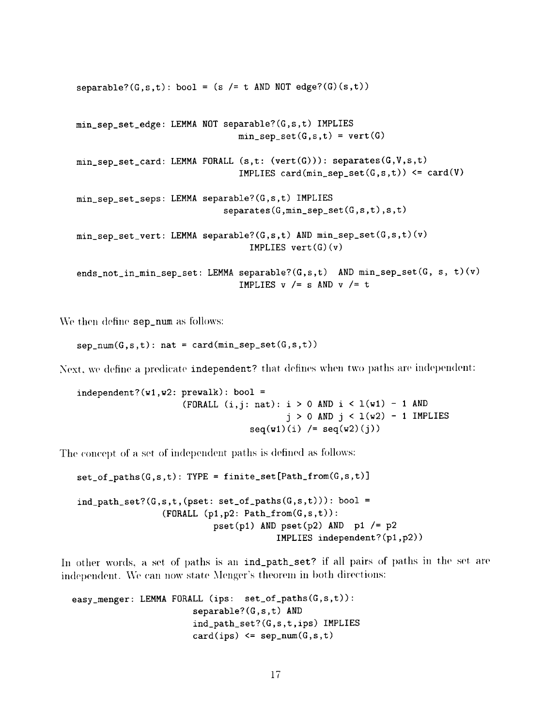```
separable?(G,s,t): bool = (s /= t AND NOT edge?(G)(s,t))


min_sep_set_edge: LEMMA NOT separable?(G,s,t) IMPLIES
                             min_sep_set(G,s,t) = vert(G)

min_sep_set_card: LEMMA FORALL (s,t: (vert(G))): separates(G,V,s,t)
                             IMPLIES card(min_sep_set(G,s,t)) <= card(V)

min_sep_set_seps: LEMMA separable?(G,s,t) IMPLIES
                           separates(G,min_sep_set(G,s,t),s,t)

min_sep_set_vert: LEMMA separable?(G,s,t) AND min_sep_set(G,s,t)(v)
                               IMPLIES vert(G)(v)

ends_not_in_min_sep_set: LEMMA separable?(G,s,t)  AND min_sep_set(G, s, t)(v)
                             IMPLIES v /= s AND v /= t
```

We then define `sep_num` as follows:

```
sep_num(G,s,t): nat = card(min_sep_set(G,s,t))
```

Next, we define a predicate `independent?` that defines when two paths are independent:

```
independent?(w1,w2: prewalk): bool =
                  (FORALL (i,j: nat): i > 0 AND i < l(w1) - 1 AND
                                      j > 0 AND j < l(w2) - 1 IMPLIES
                               seq(w1)(i) /= seq(w2)(j))
```

The concept of a set of independent paths is defined as follows:

```
set_of_paths(G,s,t): TYPE = finite_set[Path_from(G,s,t)]

ind_path_set?(G,s,t,(pset: set_of_paths(G,s,t))): bool =
               (FORALL (p1,p2: Path_from(G,s,t)):
                        pset(p1) AND pset(p2) AND  p1 /= p2
                                  IMPLIES independent?(p1,p2))
```

In other words, a set of paths is an `ind_path_set?` if all pairs of paths in the set are independent. We can now state Menger's theorem in both directions:

```
easy_menger: LEMMA FORALL (ips:  set_of_paths(G,s,t)):
                     separable?(G,s,t) AND
                     ind_path_set?(G,s,t,ips) IMPLIES
                     card(ips) <= sep_num(G,s,t)
```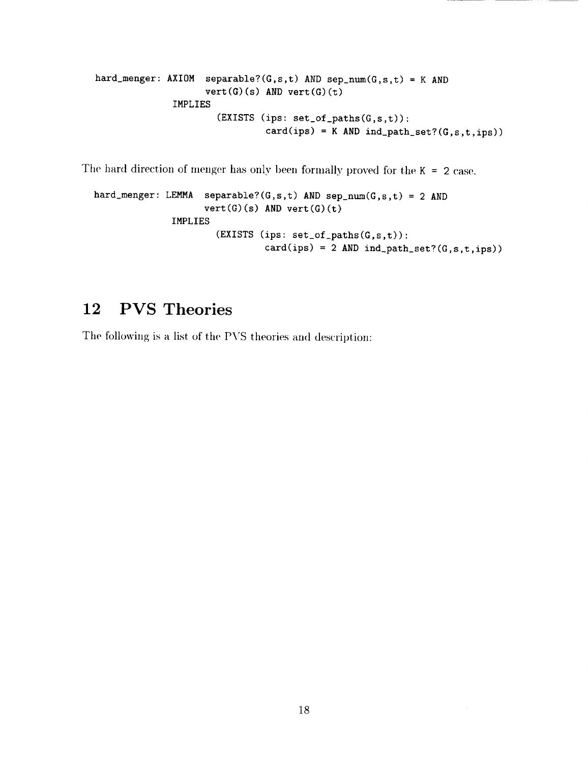```
hard_menger: AXIOM  separable?(G,s,t) AND sep_num(G,s,t) = K AND
                    vert(G)(s) AND vert(G)(t)
             IMPLIES
                    (EXISTS (ips: set_of_paths(G,s,t)):
                           card(ips) = K AND ind_path_set?(G,s,t,ips))
```

The hard direction of menger has only been formally proved for the `K = 2` case.

```
hard_menger: LEMMA  separable?(G,s,t) AND sep_num(G,s,t) = 2 AND
                    vert(G)(s) AND vert(G)(t)
             IMPLIES
                    (EXISTS (ips: set_of_paths(G,s,t)):
                           card(ips) = 2 AND ind_path_set?(G,s,t,ips))
```

# 12 PVS Theories

The following is a list of the PVS theories and description: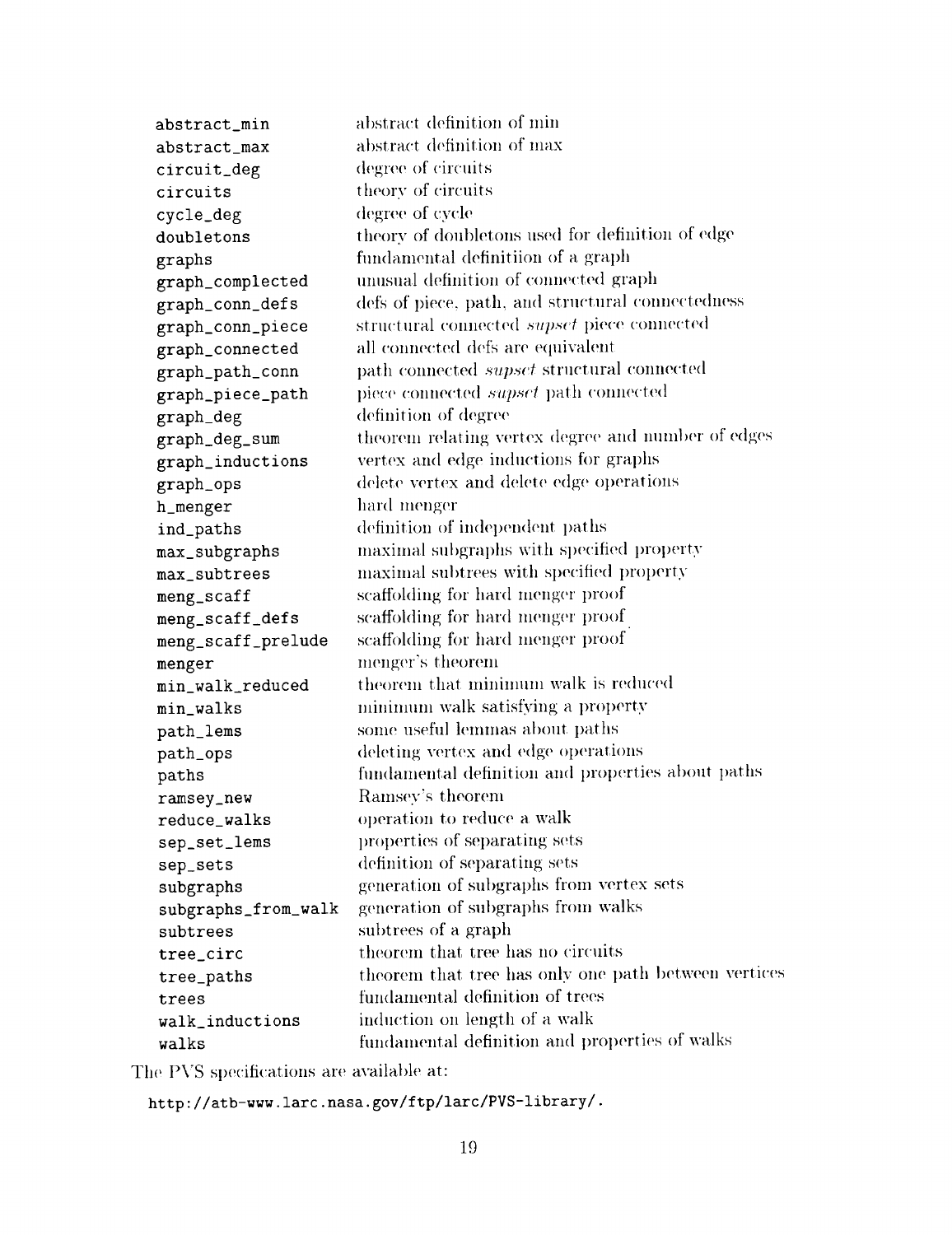| | |
|---|---|
| `abstract_min` | abstract definition of min |
| `abstract_max` | abstract definition of max |
| `circuit_deg` | degree of circuits |
| `circuits` | theory of circuits |
| `cycle_deg` | degree of cycle |
| `doubletons` | theory of doubletons used for definition of edge |
| `graphs` | fundamental definitiion of a graph |
| `graph_complected` | unusual definition of connected graph |
| `graph_conn_defs` | defs of piece, path, and structural connectedness |
| `graph_conn_piece` | structural connected *supset* piece connected |
| `graph_connected` | all connected defs are equivalent |
| `graph_path_conn` | path connected *supset* structural connected |
| `graph_piece_path` | piece connected *supset* path connected |
| `graph_deg` | definition of degree |
| `graph_deg_sum` | theorem relating vertex degree and number of edges |
| `graph_inductions` | vertex and edge inductions for graphs |
| `graph_ops` | delete vertex and delete edge operations |
| `h_menger` | hard menger |
| `ind_paths` | definition of independent paths |
| `max_subgraphs` | maximal subgraphs with specified property |
| `max_subtrees` | maximal subtrees with specified property |
| `meng_scaff` | scaffolding for hard menger proof |
| `meng_scaff_defs` | scaffolding for hard menger proof |
| `meng_scaff_prelude` | scaffolding for hard menger proof |
| `menger` | menger's theorem |
| `min_walk_reduced` | theorem that minimum walk is reduced |
| `min_walks` | minimum walk satisfying a property |
| `path_lems` | some useful lemmas about paths |
| `path_ops` | deleting vertex and edge operations |
| `paths` | fundamental definition and properties about paths |
| `ramsey_new` | Ramsey's theorem |
| `reduce_walks` | operation to reduce a walk |
| `sep_set_lems` | properties of separating sets |
| `sep_sets` | definition of separating sets |
| `subgraphs` | generation of subgraphs from vertex sets |
| `subgraphs_from_walk` | generation of subgraphs from walks |
| `subtrees` | subtrees of a graph |
| `tree_circ` | theorem that tree has no circuits |
| `tree_paths` | theorem that tree has only one path between vertices |
| `trees` | fundamental definition of trees |
| `walk_inductions` | induction on length of a walk |
| `walks` | fundamental definition and properties of walks |

The PVS specifications are available at:

`http://atb-www.larc.nasa.gov/ftp/larc/PVS-library/.`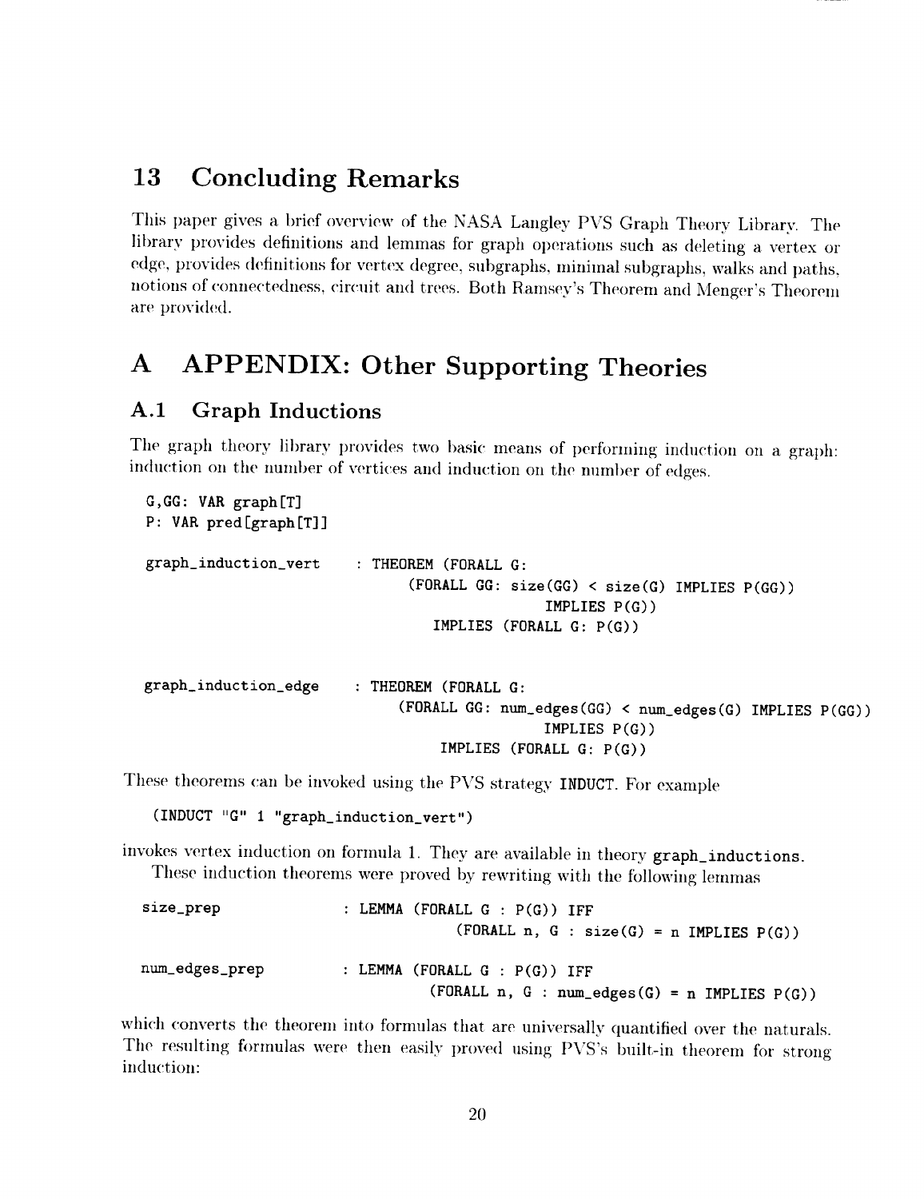# 13 Concluding Remarks

This paper gives a brief overview of the NASA Langley PVS Graph Theory Library. The library provides definitions and lemmas for graph operations such as deleting a vertex or edge, provides definitions for vertex degree, subgraphs, minimal subgraphs, walks and paths, notions of connectedness, circuit and trees. Both Ramsey's Theorem and Menger's Theorem are provided.

# A APPENDIX: Other Supporting Theories

## A.1 Graph Inductions

The graph theory library provides two basic means of performing induction on a graph: induction on the number of vertices and induction on the number of edges.

```
G,GG: VAR graph[T]
P: VAR pred[graph[T]]

graph_induction_vert    : THEOREM (FORALL G:
                              (FORALL GG: size(GG) < size(G) IMPLIES P(GG))
                                            IMPLIES P(G))
                                IMPLIES (FORALL G: P(G))


graph_induction_edge    : THEOREM (FORALL G:
                             (FORALL GG: num_edges(GG) < num_edges(G) IMPLIES P(GG))
                                            IMPLIES P(G))
                                IMPLIES (FORALL G: P(G))
```

These theorems can be invoked using the PVS strategy `INDUCT`. For example

```
(INDUCT "G" 1 "graph_induction_vert")
```

invokes vertex induction on formula 1. They are available in theory `graph_inductions`.

These induction theorems were proved by rewriting with the following lemmas

```
size_prep           : LEMMA (FORALL G : P(G)) IFF
                                 (FORALL n, G : size(G) = n IMPLIES P(G))

num_edges_prep      : LEMMA (FORALL G : P(G)) IFF
                              (FORALL n, G : num_edges(G) = n IMPLIES P(G))
```

which converts the theorem into formulas that are universally quantified over the naturals. The resulting formulas were then easily proved using PVS's built-in theorem for strong induction: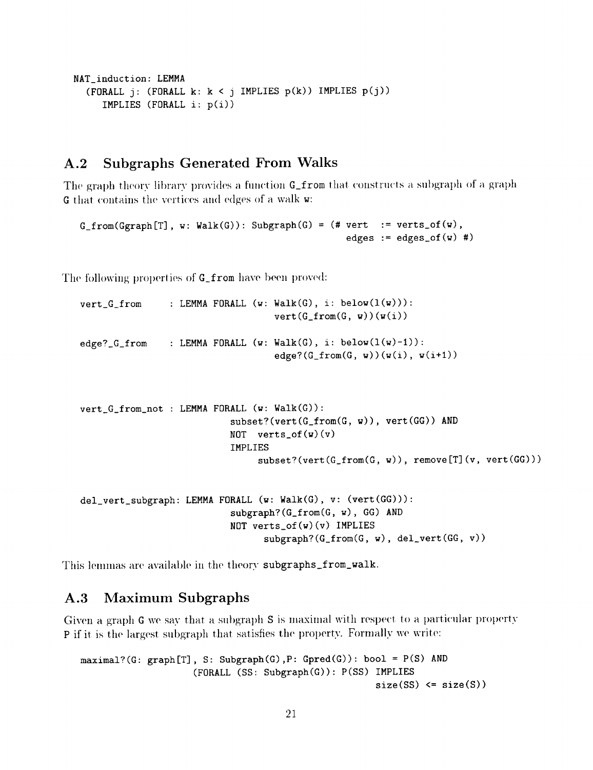```
NAT_induction: LEMMA
  (FORALL j: (FORALL k: k < j IMPLIES p(k)) IMPLIES p(j))
     IMPLIES (FORALL i: p(i))
```

## A.2 Subgraphs Generated From Walks

The graph theory library provides a function `G_from` that constructs a subgraph of a graph `G` that contains the vertices and edges of a walk `w`:

```
G_from(Ggraph[T], w: Walk(G)): Subgraph(G) = (# vert   := verts_of(w),
                                                edges  := edges_of(w) #)
```

The following properties of `G_from` have been proved:

```
vert_G_from      : LEMMA FORALL (w: Walk(G), i: below(l(w))):
                             vert(G_from(G, w))(w(i))

edge?_G_from     : LEMMA FORALL (w: Walk(G), i: below(l(w)-1)):
                             edge?(G_from(G, w))(w(i), w(i+1))



vert_G_from_not : LEMMA FORALL (w: Walk(G)):
                        subset?(vert(G_from(G, w)), vert(GG)) AND
                        NOT  verts_of(w)(v)
                        IMPLIES
                             subset?(vert(G_from(G, w)), remove[T](v, vert(GG)))


del_vert_subgraph: LEMMA FORALL (w: Walk(G), v: (vert(GG))):
                        subgraph?(G_from(G, w), GG) AND
                        NOT verts_of(w)(v) IMPLIES
                              subgraph?(G_from(G, w), del_vert(GG, v))
```

This lemmas are available in the theory `subgraphs_from_walk`.

## A.3 Maximum Subgraphs

Given a graph `G` we say that a subgraph `S` is maximal with respect to a particular property `P` if it is the largest subgraph that satisfies the property. Formally we write:

```
maximal?(G: graph[T], S: Subgraph(G),P: Gpred(G)): bool = P(S) AND
                  (FORALL (SS: Subgraph(G)): P(SS) IMPLIES
                                                  size(SS) <= size(S))
```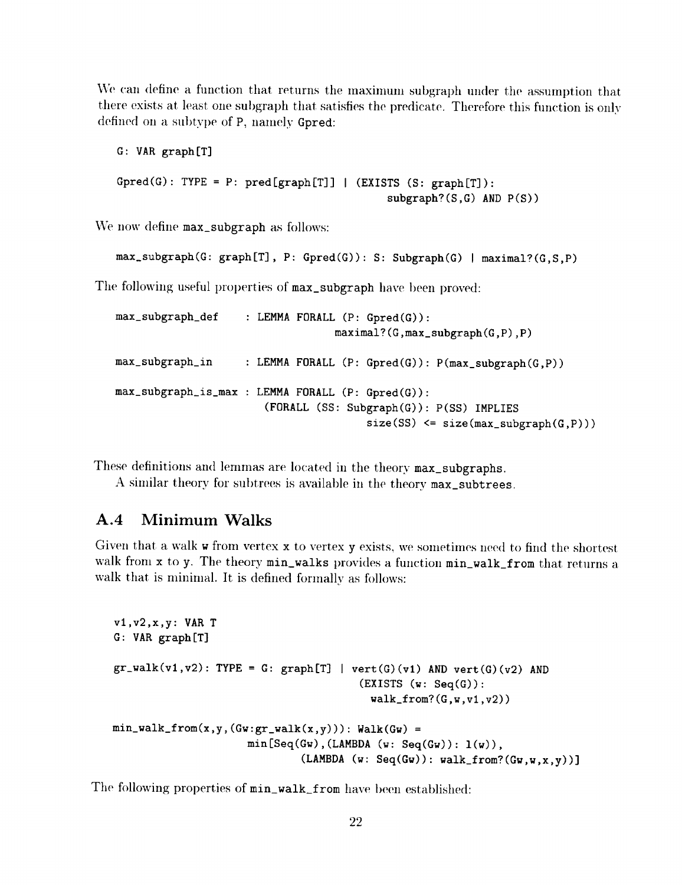We can define a function that returns the maximum subgraph under the assumption that there exists at least one subgraph that satisfies the predicate. Therefore this function is only defined on a subtype of P, namely Gpred:

```
G: VAR graph[T]

Gpred(G): TYPE = P: pred[graph[T]] | (EXISTS (S: graph[T]):
                                        subgraph?(S,G) AND P(S))
```

We now define max_subgraph as follows:

```
max_subgraph(G: graph[T], P: Gpred(G)): S: Subgraph(G) | maximal?(G,S,P)
```

The following useful properties of max_subgraph have been proved:

```
max_subgraph_def    : LEMMA FORALL (P: Gpred(G)):
                                maximal?(G,max_subgraph(G,P),P)

max_subgraph_in     : LEMMA FORALL (P: Gpred(G)): P(max_subgraph(G,P))

max_subgraph_is_max : LEMMA FORALL (P: Gpred(G)):
                        (FORALL (SS: Subgraph(G)): P(SS) IMPLIES
                                   size(SS) <= size(max_subgraph(G,P)))
```

These definitions and lemmas are located in the theory max_subgraphs.

A similar theory for subtrees is available in the theory max_subtrees.

## A.4 Minimum Walks

Given that a walk w from vertex x to vertex y exists, we sometimes need to find the shortest walk from x to y. The theory min_walks provides a function min_walk_from that returns a walk that is minimal. It is defined formally as follows:

```
v1,v2,x,y: VAR T
G: VAR graph[T]

gr_walk(v1,v2): TYPE = G: graph[T] | vert(G)(v1) AND vert(G)(v2) AND
                                     (EXISTS (w: Seq(G)):
                                       walk_from?(G,w,v1,v2))

min_walk_from(x,y,(Gw:gr_walk(x,y))): Walk(Gw) =
                    min[Seq(Gw),(LAMBDA (w: Seq(Gw)): l(w)),
                           (LAMBDA (w: Seq(Gw)): walk_from?(Gw,w,x,y))]
```

The following properties of min_walk_from have been established: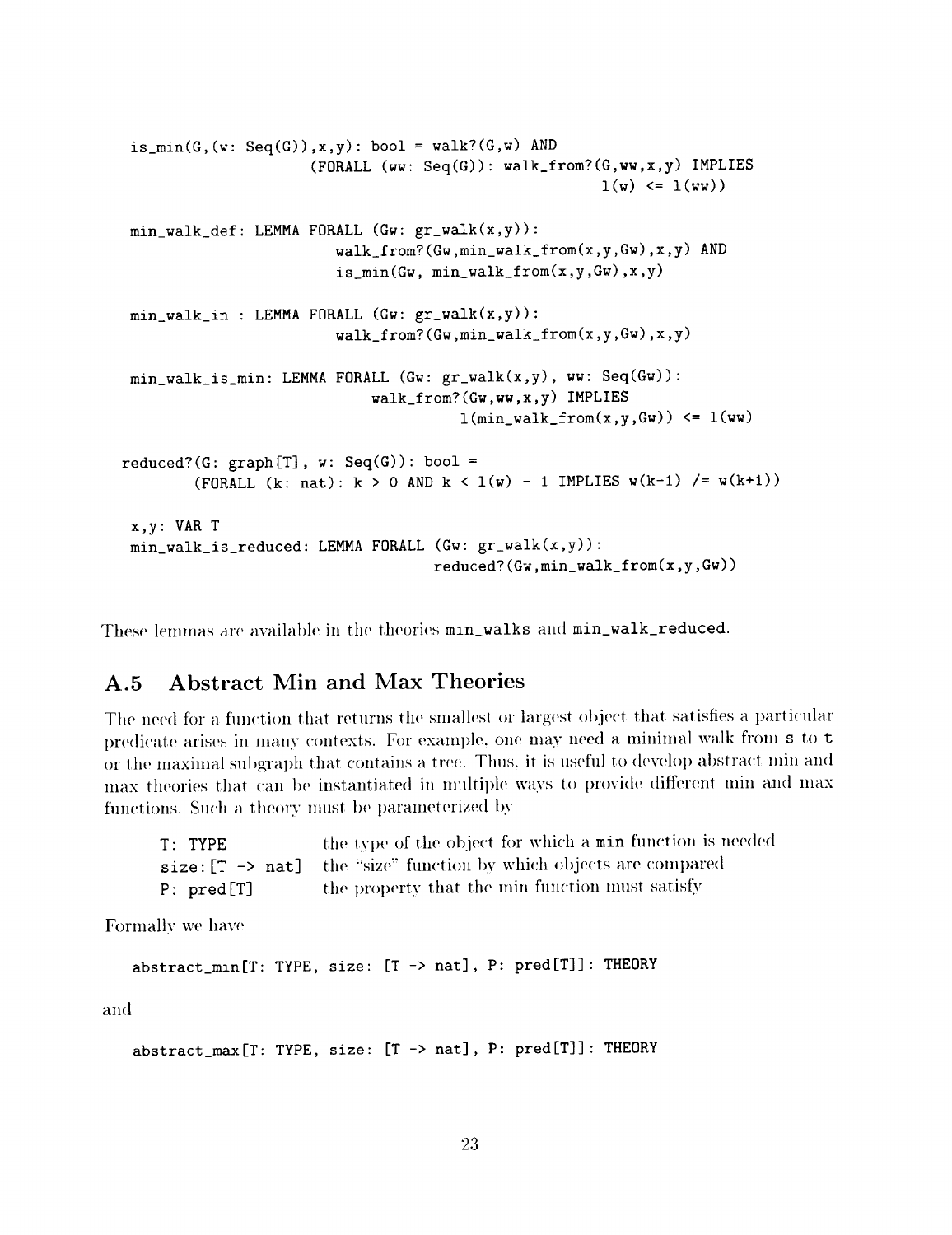```
is_min(G,(w: Seq(G)),x,y): bool = walk?(G,w) AND
                   (FORALL (ww: Seq(G)): walk_from?(G,ww,x,y) IMPLIES
                                                    l(w) <= l(ww))

min_walk_def: LEMMA FORALL (Gw: gr_walk(x,y)):
                      walk_from?(Gw,min_walk_from(x,y,Gw),x,y) AND
                      is_min(Gw, min_walk_from(x,y,Gw),x,y)

min_walk_in : LEMMA FORALL (Gw: gr_walk(x,y)):
                      walk_from?(Gw,min_walk_from(x,y,Gw),x,y)

min_walk_is_min: LEMMA FORALL (Gw: gr_walk(x,y), ww: Seq(Gw)):
                         walk_from?(Gw,ww,x,y) IMPLIES
                                   l(min_walk_from(x,y,Gw)) <= l(ww)

reduced?(G: graph[T], w: Seq(G)): bool =
      (FORALL (k: nat): k > 0 AND k < l(w) - 1 IMPLIES w(k-1) /= w(k+1))

x,y: VAR T
min_walk_is_reduced: LEMMA FORALL (Gw: gr_walk(x,y)):
                                reduced?(Gw,min_walk_from(x,y,Gw))
```

These lemmas are available in the theories `min_walks` and `min_walk_reduced`.

## A.5 Abstract Min and Max Theories

The need for a function that returns the smallest or largest object that satisfies a particular predicate arises in many contexts. For example, one may need a minimal walk from `s` to `t` or the maximal subgraph that contains a tree. Thus, it is useful to develop abstract min and max theories that can be instantiated in multiple ways to provide different min and max functions. Such a theory must be parameterized by

| | |
|---|---|
| `T: TYPE` | the type of the object for which a `min` function is needed |
| `size:[T -> nat]` | the "size" function by which objects are compared |
| `P: pred[T]` | the property that the min function must satisfy |

Formally we have

```
abstract_min[T: TYPE, size: [T -> nat], P: pred[T]]: THEORY
```

and

```
abstract_max[T: TYPE, size: [T -> nat], P: pred[T]]: THEORY
```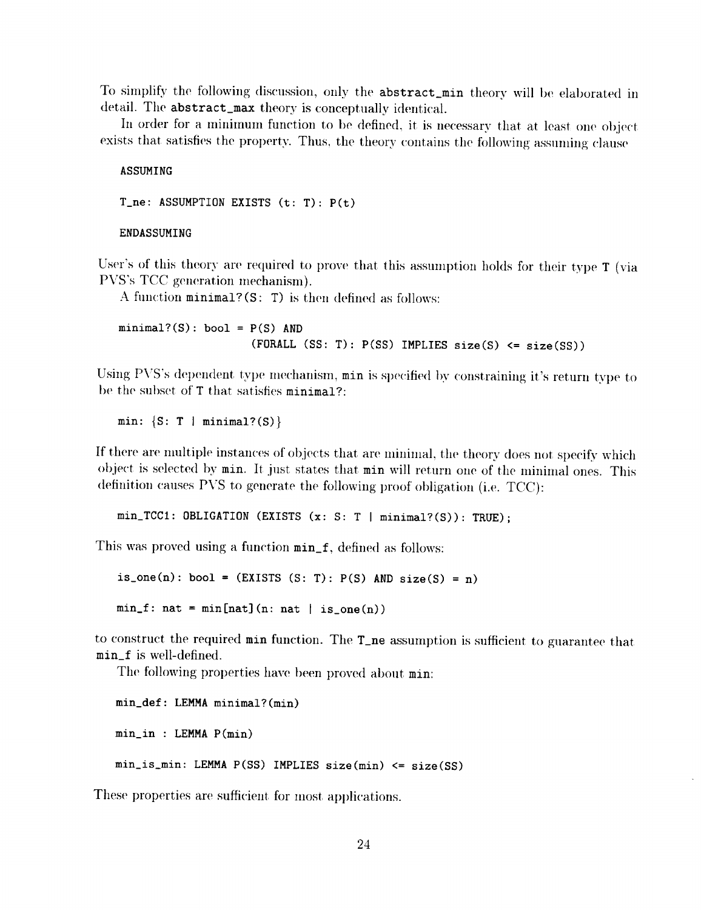To simplify the following discussion, only the `abstract_min` theory will be elaborated in detail. The `abstract_max` theory is conceptually identical.

In order for a minimum function to be defined, it is necessary that at least one object exists that satisfies the property. Thus, the theory contains the following assuming clause

```
ASSUMING

T_ne: ASSUMPTION EXISTS (t: T): P(t)

ENDASSUMING
```

User's of this theory are required to prove that this assumption holds for their type `T` (via PVS's TCC generation mechanism).

A function `minimal?(S: T)` is then defined as follows:

```
minimal?(S): bool = P(S) AND
                    (FORALL (SS: T): P(SS) IMPLIES size(S) <= size(SS))
```

Using PVS's dependent type mechanism, `min` is specified by constraining it's return type to be the subset of `T` that satisfies `minimal?`:

```
min: {S: T | minimal?(S)}
```

If there are multiple instances of objects that are minimal, the theory does not specify which object is selected by `min`. It just states that `min` will return one of the minimal ones. This definition causes PVS to generate the following proof obligation (i.e. TCC):

```
min_TCC1: OBLIGATION (EXISTS (x: S: T | minimal?(S)): TRUE);
```

This was proved using a function `min_f`, defined as follows:

```
is_one(n): bool = (EXISTS (S: T): P(S) AND size(S) = n)

min_f: nat = min[nat](n: nat | is_one(n))
```

to construct the required `min` function. The `T_ne` assumption is sufficient to guarantee that `min_f` is well-defined.

The following properties have been proved about `min`:

```
min_def: LEMMA minimal?(min)

min_in : LEMMA P(min)

min_is_min: LEMMA P(SS) IMPLIES size(min) <= size(SS)
```

These properties are sufficient for most applications.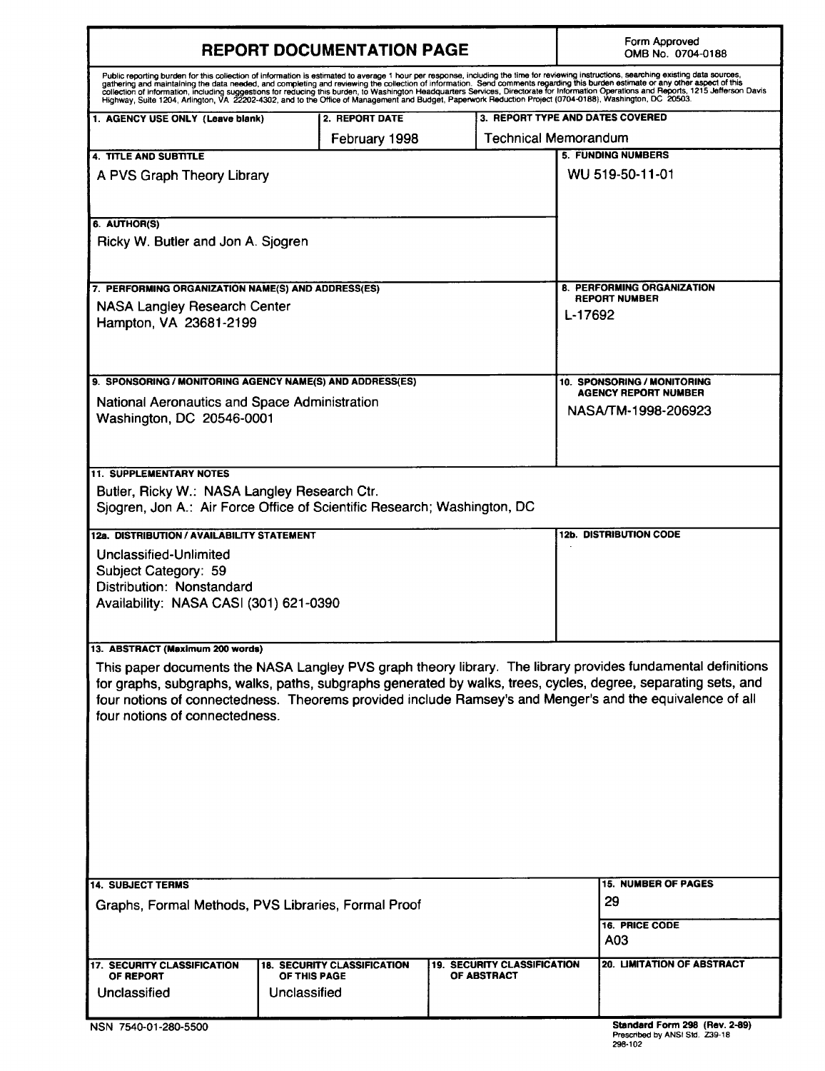# REPORT DOCUMENTATION PAGE

Form Approved
OMB No. 0704-0188

Public reporting burden for this collection of information is estimated to average 1 hour per response, including the time for reviewing instructions, searching existing data sources, gathering and maintaining the data needed, and completing and reviewing the collection of information. Send comments regarding this burden estimate or any other aspect of this collection of information, including suggestions for reducing this burden, to Washington Headquarters Services, Directorate for Information Operations and Reports, 1215 Jefferson Davis Highway, Suite 1204, Arlington, VA 22202-4302, and to the Office of Management and Budget, Paperwork Reduction Project (0704-0188), Washington, DC 20503.

| 1. AGENCY USE ONLY (Leave blank) | 2. REPORT DATE | 3. REPORT TYPE AND DATES COVERED |
|---|---|---|
| | February 1998 | Technical Memorandum |

**4. TITLE AND SUBTITLE**
A PVS Graph Theory Library

**5. FUNDING NUMBERS**
WU 519-50-11-01

**6. AUTHOR(S)**
Ricky W. Butler and Jon A. Sjogren

**7. PERFORMING ORGANIZATION NAME(S) AND ADDRESS(ES)**
NASA Langley Research Center
Hampton, VA 23681-2199

**8. PERFORMING ORGANIZATION REPORT NUMBER**
L-17692

**9. SPONSORING / MONITORING AGENCY NAME(S) AND ADDRESS(ES)**
National Aeronautics and Space Administration
Washington, DC 20546-0001

**10. SPONSORING / MONITORING AGENCY REPORT NUMBER**
NASA/TM-1998-206923

**11. SUPPLEMENTARY NOTES**
Butler, Ricky W.: NASA Langley Research Ctr.
Sjogren, Jon A.: Air Force Office of Scientific Research; Washington, DC

**12a. DISTRIBUTION / AVAILABILITY STATEMENT**
Unclassified-Unlimited
Subject Category: 59
Distribution: Nonstandard
Availability: NASA CASI (301) 621-0390

**12b. DISTRIBUTION CODE**

**13. ABSTRACT (Maximum 200 words)**
This paper documents the NASA Langley PVS graph theory library. The library provides fundamental definitions for graphs, subgraphs, walks, paths, subgraphs generated by walks, trees, cycles, degree, separating sets, and four notions of connectedness. Theorems provided include Ramsey's and Menger's and the equivalence of all four notions of connectedness.

**14. SUBJECT TERMS**
Graphs, Formal Methods, PVS Libraries, Formal Proof

**15. NUMBER OF PAGES**
29

**16. PRICE CODE**
A03

| 17. SECURITY CLASSIFICATION OF REPORT | 18. SECURITY CLASSIFICATION OF THIS PAGE | 19. SECURITY CLASSIFICATION OF ABSTRACT | 20. LIMITATION OF ABSTRACT |
|---|---|---|---|
| Unclassified | Unclassified | | |

NSN 7540-01-280-5500

Standard Form 298 (Rev. 2-89)
Prescribed by ANSI Std. Z39-18
298-102